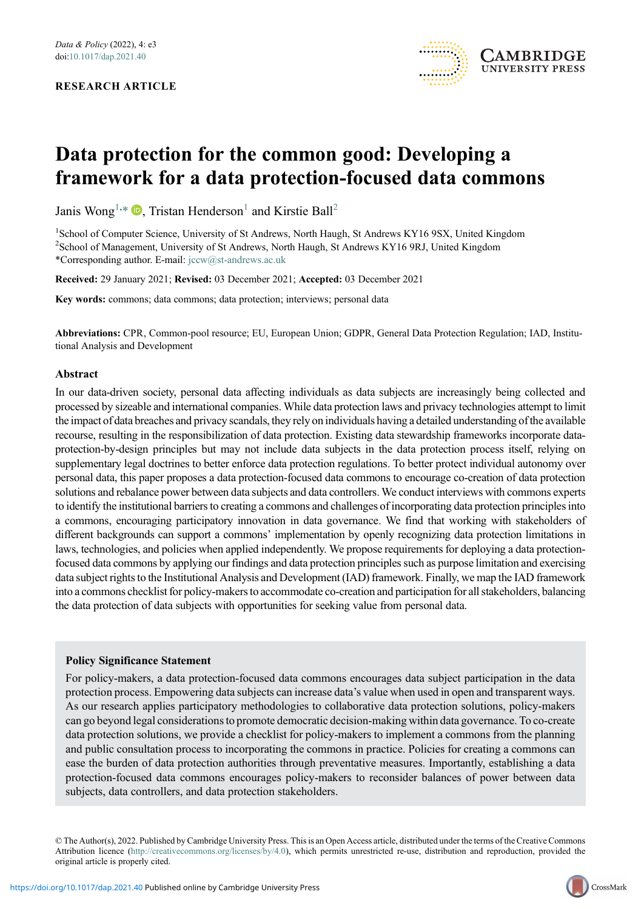RESEARCH ARTICLE

# Data protection for the common good: Developing a framework for a data protection-focused data commons

Janis Wong[1,*], Tristan Henderson[1] and Kirstie Ball[2]

[1]School of Computer Science, University of St Andrews, North Haugh, St Andrews KY16 9SX, United Kingdom
[2]School of Management, University of St Andrews, North Haugh, St Andrews KY16 9RJ, United Kingdom
*Corresponding author. E-mail: jccw@st-andrews.ac.uk

**Received:** 29 January 2021; **Revised:** 03 December 2021; **Accepted:** 03 December 2021

**Key words:** commons; data commons; data protection; interviews; personal data

**Abbreviations:** CPR, Common-pool resource; EU, European Union; GDPR, General Data Protection Regulation; IAD, Institutional Analysis and Development

## Abstract

In our data-driven society, personal data affecting individuals as data subjects are increasingly being collected and processed by sizeable and international companies. While data protection laws and privacy technologies attempt to limit the impact of data breaches and privacy scandals, they rely on individuals having a detailed understanding of the available recourse, resulting in the responsibilization of data protection. Existing data stewardship frameworks incorporate data-protection-by-design principles but may not include data subjects in the data protection process itself, relying on supplementary legal doctrines to better enforce data protection regulations. To better protect individual autonomy over personal data, this paper proposes a data protection-focused data commons to encourage co-creation of data protection solutions and rebalance power between data subjects and data controllers. We conduct interviews with commons experts to identify the institutional barriers to creating a commons and challenges of incorporating data protection principles into a commons, encouraging participatory innovation in data governance. We find that working with stakeholders of different backgrounds can support a commons' implementation by openly recognizing data protection limitations in laws, technologies, and policies when applied independently. We propose requirements for deploying a data protection-focused data commons by applying our findings and data protection principles such as purpose limitation and exercising data subject rights to the Institutional Analysis and Development (IAD) framework. Finally, we map the IAD framework into a commons checklist for policy-makers to accommodate co-creation and participation for all stakeholders, balancing the data protection of data subjects with opportunities for seeking value from personal data.

### Policy Significance Statement

For policy-makers, a data protection-focused data commons encourages data subject participation in the data protection process. Empowering data subjects can increase data's value when used in open and transparent ways. As our research applies participatory methodologies to collaborative data protection solutions, policy-makers can go beyond legal considerations to promote democratic decision-making within data governance. To co-create data protection solutions, we provide a checklist for policy-makers to implement a commons from the planning and public consultation process to incorporating the commons in practice. Policies for creating a commons can ease the burden of data protection authorities through preventative measures. Importantly, establishing a data protection-focused data commons encourages policy-makers to reconsider balances of power between data subjects, data controllers, and data protection stakeholders.

© The Author(s), 2022. Published by Cambridge University Press. This is an Open Access article, distributed under the terms of the Creative Commons Attribution licence (http://creativecommons.org/licenses/by/4.0), which permits unrestricted re-use, distribution and reproduction, provided the original article is properly cited.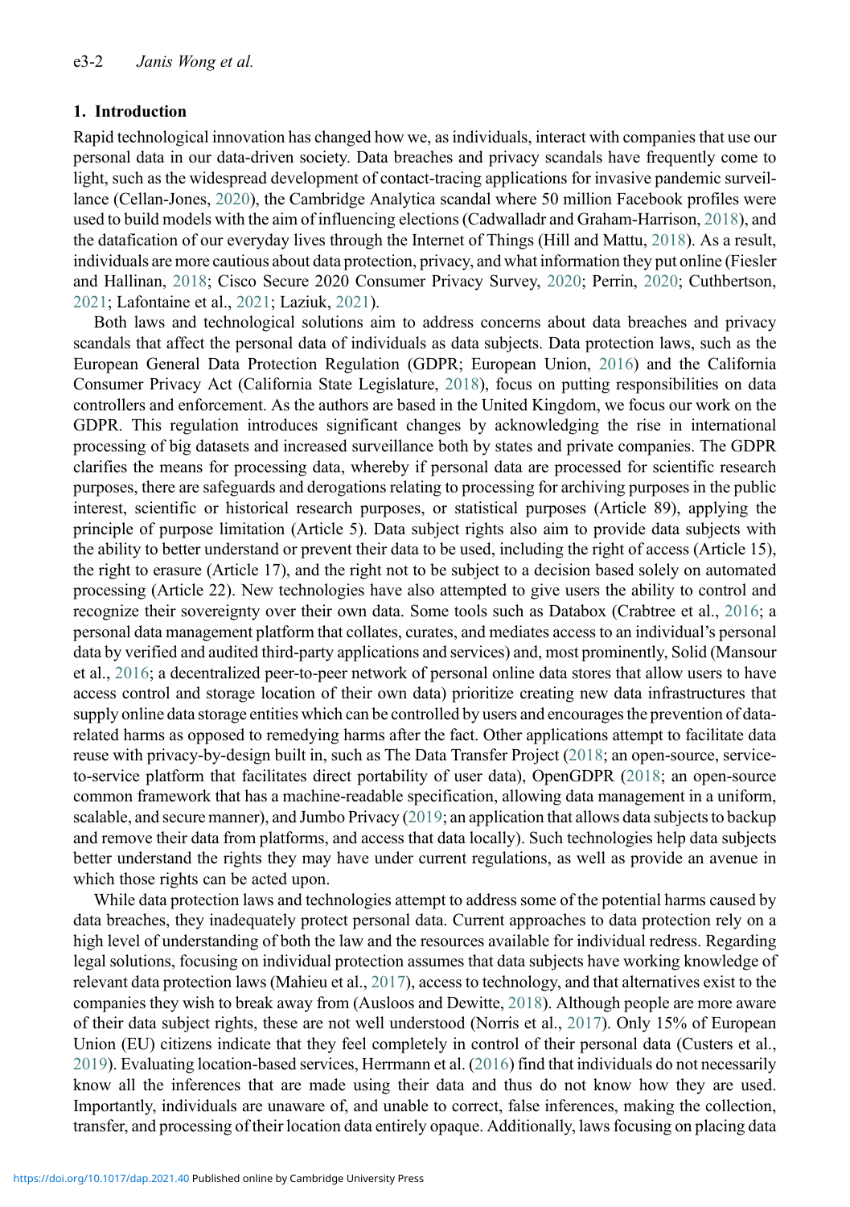## 1. Introduction

Rapid technological innovation has changed how we, as individuals, interact with companies that use our personal data in our data-driven society. Data breaches and privacy scandals have frequently come to light, such as the widespread development of contact-tracing applications for invasive pandemic surveillance (Cellan-Jones, 2020), the Cambridge Analytica scandal where 50 million Facebook profiles were used to build models with the aim of influencing elections (Cadwalladr and Graham-Harrison, 2018), and the datafication of our everyday lives through the Internet of Things (Hill and Mattu, 2018). As a result, individuals are more cautious about data protection, privacy, and what information they put online (Fiesler and Hallinan, 2018; Cisco Secure 2020 Consumer Privacy Survey, 2020; Perrin, 2020; Cuthbertson, 2021; Lafontaine et al., 2021; Laziuk, 2021).

Both laws and technological solutions aim to address concerns about data breaches and privacy scandals that affect the personal data of individuals as data subjects. Data protection laws, such as the European General Data Protection Regulation (GDPR; European Union, 2016) and the California Consumer Privacy Act (California State Legislature, 2018), focus on putting responsibilities on data controllers and enforcement. As the authors are based in the United Kingdom, we focus our work on the GDPR. This regulation introduces significant changes by acknowledging the rise in international processing of big datasets and increased surveillance both by states and private companies. The GDPR clarifies the means for processing data, whereby if personal data are processed for scientific research purposes, there are safeguards and derogations relating to processing for archiving purposes in the public interest, scientific or historical research purposes, or statistical purposes (Article 89), applying the principle of purpose limitation (Article 5). Data subject rights also aim to provide data subjects with the ability to better understand or prevent their data to be used, including the right of access (Article 15), the right to erasure (Article 17), and the right not to be subject to a decision based solely on automated processing (Article 22). New technologies have also attempted to give users the ability to control and recognize their sovereignty over their own data. Some tools such as Databox (Crabtree et al., 2016; a personal data management platform that collates, curates, and mediates access to an individual's personal data by verified and audited third-party applications and services) and, most prominently, Solid (Mansour et al., 2016; a decentralized peer-to-peer network of personal online data stores that allow users to have access control and storage location of their own data) prioritize creating new data infrastructures that supply online data storage entities which can be controlled by users and encourages the prevention of data-related harms as opposed to remedying harms after the fact. Other applications attempt to facilitate data reuse with privacy-by-design built in, such as The Data Transfer Project (2018; an open-source, service-to-service platform that facilitates direct portability of user data), OpenGDPR (2018; an open-source common framework that has a machine-readable specification, allowing data management in a uniform, scalable, and secure manner), and Jumbo Privacy (2019; an application that allows data subjects to backup and remove their data from platforms, and access that data locally). Such technologies help data subjects better understand the rights they may have under current regulations, as well as provide an avenue in which those rights can be acted upon.

While data protection laws and technologies attempt to address some of the potential harms caused by data breaches, they inadequately protect personal data. Current approaches to data protection rely on a high level of understanding of both the law and the resources available for individual redress. Regarding legal solutions, focusing on individual protection assumes that data subjects have working knowledge of relevant data protection laws (Mahieu et al., 2017), access to technology, and that alternatives exist to the companies they wish to break away from (Ausloos and Dewitte, 2018). Although people are more aware of their data subject rights, these are not well understood (Norris et al., 2017). Only 15% of European Union (EU) citizens indicate that they feel completely in control of their personal data (Custers et al., 2019). Evaluating location-based services, Herrmann et al. (2016) find that individuals do not necessarily know all the inferences that are made using their data and thus do not know how they are used. Importantly, individuals are unaware of, and unable to correct, false inferences, making the collection, transfer, and processing of their location data entirely opaque. Additionally, laws focusing on placing data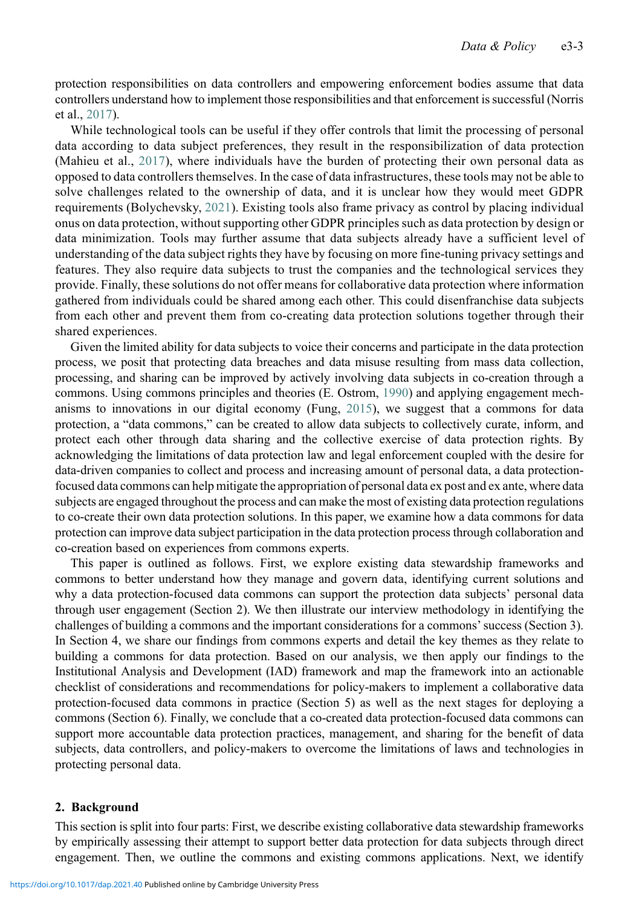protection responsibilities on data controllers and empowering enforcement bodies assume that data controllers understand how to implement those responsibilities and that enforcement is successful (Norris et al., 2017).

While technological tools can be useful if they offer controls that limit the processing of personal data according to data subject preferences, they result in the responsibilization of data protection (Mahieu et al., 2017), where individuals have the burden of protecting their own personal data as opposed to data controllers themselves. In the case of data infrastructures, these tools may not be able to solve challenges related to the ownership of data, and it is unclear how they would meet GDPR requirements (Bolychevsky, 2021). Existing tools also frame privacy as control by placing individual onus on data protection, without supporting other GDPR principles such as data protection by design or data minimization. Tools may further assume that data subjects already have a sufficient level of understanding of the data subject rights they have by focusing on more fine-tuning privacy settings and features. They also require data subjects to trust the companies and the technological services they provide. Finally, these solutions do not offer means for collaborative data protection where information gathered from individuals could be shared among each other. This could disenfranchise data subjects from each other and prevent them from co-creating data protection solutions together through their shared experiences.

Given the limited ability for data subjects to voice their concerns and participate in the data protection process, we posit that protecting data breaches and data misuse resulting from mass data collection, processing, and sharing can be improved by actively involving data subjects in co-creation through a commons. Using commons principles and theories (E. Ostrom, 1990) and applying engagement mechanisms to innovations in our digital economy (Fung, 2015), we suggest that a commons for data protection, a "data commons," can be created to allow data subjects to collectively curate, inform, and protect each other through data sharing and the collective exercise of data protection rights. By acknowledging the limitations of data protection law and legal enforcement coupled with the desire for data-driven companies to collect and process and increasing amount of personal data, a data protection-focused data commons can help mitigate the appropriation of personal data ex post and ex ante, where data subjects are engaged throughout the process and can make the most of existing data protection regulations to co-create their own data protection solutions. In this paper, we examine how a data commons for data protection can improve data subject participation in the data protection process through collaboration and co-creation based on experiences from commons experts.

This paper is outlined as follows. First, we explore existing data stewardship frameworks and commons to better understand how they manage and govern data, identifying current solutions and why a data protection-focused data commons can support the protection data subjects' personal data through user engagement (Section 2). We then illustrate our interview methodology in identifying the challenges of building a commons and the important considerations for a commons' success (Section 3). In Section 4, we share our findings from commons experts and detail the key themes as they relate to building a commons for data protection. Based on our analysis, we then apply our findings to the Institutional Analysis and Development (IAD) framework and map the framework into an actionable checklist of considerations and recommendations for policy-makers to implement a collaborative data protection-focused data commons in practice (Section 5) as well as the next stages for deploying a commons (Section 6). Finally, we conclude that a co-created data protection-focused data commons can support more accountable data protection practices, management, and sharing for the benefit of data subjects, data controllers, and policy-makers to overcome the limitations of laws and technologies in protecting personal data.

## 2. Background

This section is split into four parts: First, we describe existing collaborative data stewardship frameworks by empirically assessing their attempt to support better data protection for data subjects through direct engagement. Then, we outline the commons and existing commons applications. Next, we identify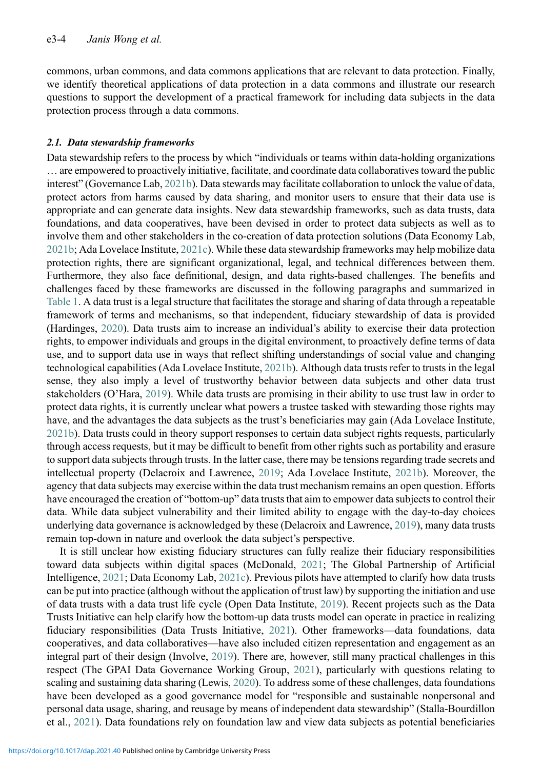commons, urban commons, and data commons applications that are relevant to data protection. Finally, we identify theoretical applications of data protection in a data commons and illustrate our research questions to support the development of a practical framework for including data subjects in the data protection process through a data commons.

### *2.1. Data stewardship frameworks*

Data stewardship refers to the process by which "individuals or teams within data-holding organizations … are empowered to proactively initiative, facilitate, and coordinate data collaboratives toward the public interest" (Governance Lab, 2021b). Data stewards may facilitate collaboration to unlock the value of data, protect actors from harms caused by data sharing, and monitor users to ensure that their data use is appropriate and can generate data insights. New data stewardship frameworks, such as data trusts, data foundations, and data cooperatives, have been devised in order to protect data subjects as well as to involve them and other stakeholders in the co-creation of data protection solutions (Data Economy Lab, 2021b; Ada Lovelace Institute, 2021c). While these data stewardship frameworks may help mobilize data protection rights, there are significant organizational, legal, and technical differences between them. Furthermore, they also face definitional, design, and data rights-based challenges. The benefits and challenges faced by these frameworks are discussed in the following paragraphs and summarized in Table 1. A data trust is a legal structure that facilitates the storage and sharing of data through a repeatable framework of terms and mechanisms, so that independent, fiduciary stewardship of data is provided (Hardinges, 2020). Data trusts aim to increase an individual's ability to exercise their data protection rights, to empower individuals and groups in the digital environment, to proactively define terms of data use, and to support data use in ways that reflect shifting understandings of social value and changing technological capabilities (Ada Lovelace Institute, 2021b). Although data trusts refer to trusts in the legal sense, they also imply a level of trustworthy behavior between data subjects and other data trust stakeholders (O'Hara, 2019). While data trusts are promising in their ability to use trust law in order to protect data rights, it is currently unclear what powers a trustee tasked with stewarding those rights may have, and the advantages the data subjects as the trust's beneficiaries may gain (Ada Lovelace Institute, 2021b). Data trusts could in theory support responses to certain data subject rights requests, particularly through access requests, but it may be difficult to benefit from other rights such as portability and erasure to support data subjects through trusts. In the latter case, there may be tensions regarding trade secrets and intellectual property (Delacroix and Lawrence, 2019; Ada Lovelace Institute, 2021b). Moreover, the agency that data subjects may exercise within the data trust mechanism remains an open question. Efforts have encouraged the creation of "bottom-up" data trusts that aim to empower data subjects to control their data. While data subject vulnerability and their limited ability to engage with the day-to-day choices underlying data governance is acknowledged by these (Delacroix and Lawrence, 2019), many data trusts remain top-down in nature and overlook the data subject's perspective.

It is still unclear how existing fiduciary structures can fully realize their fiduciary responsibilities toward data subjects within digital spaces (McDonald, 2021; The Global Partnership of Artificial Intelligence, 2021; Data Economy Lab, 2021c). Previous pilots have attempted to clarify how data trusts can be put into practice (although without the application of trust law) by supporting the initiation and use of data trusts with a data trust life cycle (Open Data Institute, 2019). Recent projects such as the Data Trusts Initiative can help clarify how the bottom-up data trusts model can operate in practice in realizing fiduciary responsibilities (Data Trusts Initiative, 2021). Other frameworks—data foundations, data cooperatives, and data collaboratives—have also included citizen representation and engagement as an integral part of their design (Involve, 2019). There are, however, still many practical challenges in this respect (The GPAI Data Governance Working Group, 2021), particularly with questions relating to scaling and sustaining data sharing (Lewis, 2020). To address some of these challenges, data foundations have been developed as a good governance model for "responsible and sustainable nonpersonal and personal data usage, sharing, and reusage by means of independent data stewardship" (Stalla-Bourdillon et al., 2021). Data foundations rely on foundation law and view data subjects as potential beneficiaries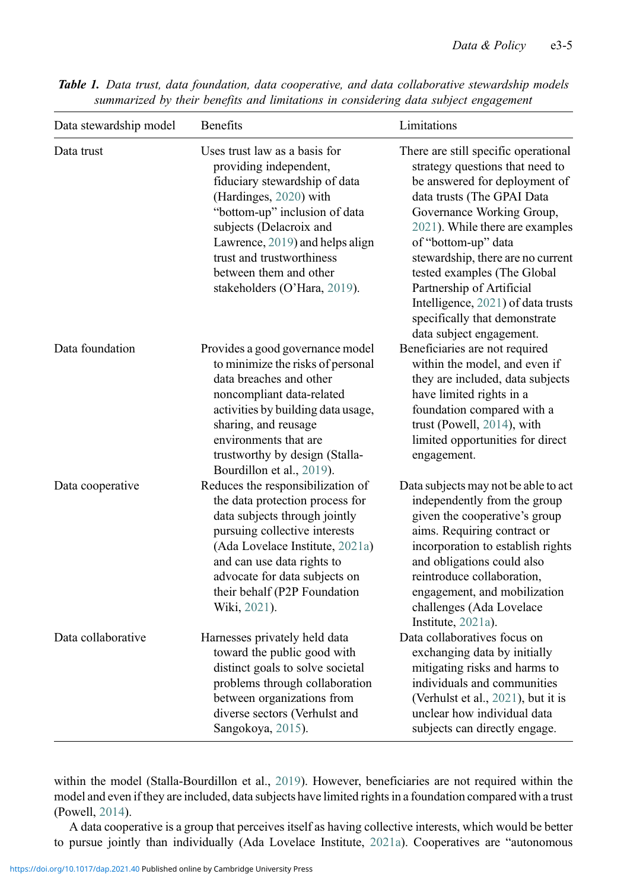*Table 1. Data trust, data foundation, data cooperative, and data collaborative stewardship models summarized by their benefits and limitations in considering data subject engagement*

| Data stewardship model | Benefits | Limitations |
| --- | --- | --- |
| Data trust | Uses trust law as a basis for providing independent, fiduciary stewardship of data (Hardinges, 2020) with "bottom-up" inclusion of data subjects (Delacroix and Lawrence, 2019) and helps align trust and trustworthiness between them and other stakeholders (O'Hara, 2019). | There are still specific operational strategy questions that need to be answered for deployment of data trusts (The GPAI Data Governance Working Group, 2021). While there are examples of "bottom-up" data stewardship, there are no current tested examples (The Global Partnership of Artificial Intelligence, 2021) of data trusts specifically that demonstrate data subject engagement. |
| Data foundation | Provides a good governance model to minimize the risks of personal data breaches and other noncompliant data-related activities by building data usage, sharing, and reusage environments that are trustworthy by design (Stalla-Bourdillon et al., 2019). | Beneficiaries are not required within the model, and even if they are included, data subjects have limited rights in a foundation compared with a trust (Powell, 2014), with limited opportunities for direct engagement. |
| Data cooperative | Reduces the responsibilization of the data protection process for data subjects through jointly pursuing collective interests (Ada Lovelace Institute, 2021a) and can use data rights to advocate for data subjects on their behalf (P2P Foundation Wiki, 2021). | Data subjects may not be able to act independently from the group given the cooperative's group aims. Requiring contract or incorporation to establish rights and obligations could also reintroduce collaboration, engagement, and mobilization challenges (Ada Lovelace Institute, 2021a). |
| Data collaborative | Harnesses privately held data toward the public good with distinct goals to solve societal problems through collaboration between organizations from diverse sectors (Verhulst and Sangokoya, 2015). | Data collaboratives focus on exchanging data by initially mitigating risks and harms to individuals and communities (Verhulst et al., 2021), but it is unclear how individual data subjects can directly engage. |

within the model (Stalla-Bourdillon et al., 2019). However, beneficiaries are not required within the model and even if they are included, data subjects have limited rights in a foundation compared with a trust (Powell, 2014).

A data cooperative is a group that perceives itself as having collective interests, which would be better to pursue jointly than individually (Ada Lovelace Institute, 2021a). Cooperatives are "autonomous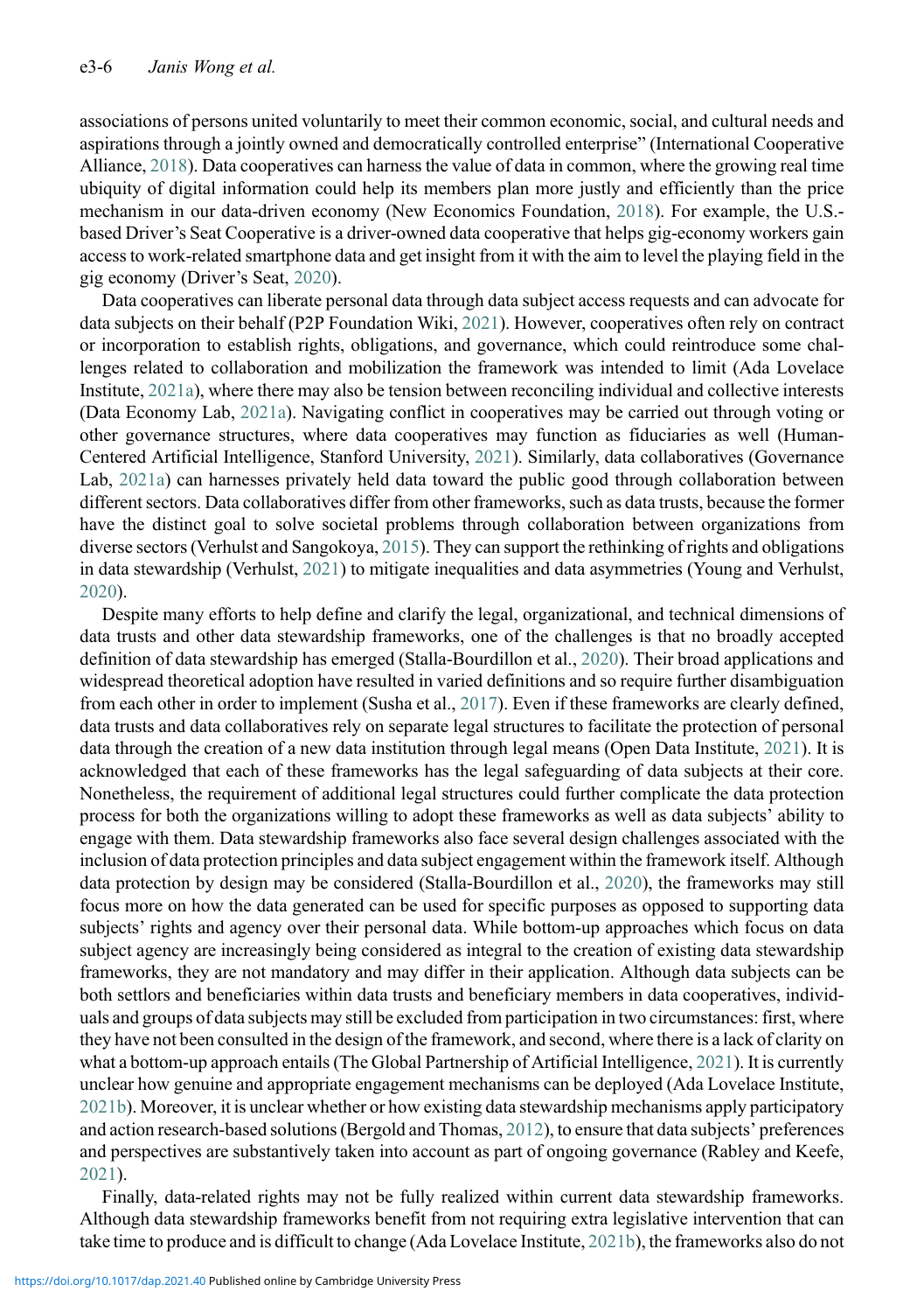associations of persons united voluntarily to meet their common economic, social, and cultural needs and aspirations through a jointly owned and democratically controlled enterprise" (International Cooperative Alliance, 2018). Data cooperatives can harness the value of data in common, where the growing real time ubiquity of digital information could help its members plan more justly and efficiently than the price mechanism in our data-driven economy (New Economics Foundation, 2018). For example, the U.S.-based Driver's Seat Cooperative is a driver-owned data cooperative that helps gig-economy workers gain access to work-related smartphone data and get insight from it with the aim to level the playing field in the gig economy (Driver's Seat, 2020).

Data cooperatives can liberate personal data through data subject access requests and can advocate for data subjects on their behalf (P2P Foundation Wiki, 2021). However, cooperatives often rely on contract or incorporation to establish rights, obligations, and governance, which could reintroduce some challenges related to collaboration and mobilization the framework was intended to limit (Ada Lovelace Institute, 2021a), where there may also be tension between reconciling individual and collective interests (Data Economy Lab, 2021a). Navigating conflict in cooperatives may be carried out through voting or other governance structures, where data cooperatives may function as fiduciaries as well (Human-Centered Artificial Intelligence, Stanford University, 2021). Similarly, data collaboratives (Governance Lab, 2021a) can harnesses privately held data toward the public good through collaboration between different sectors. Data collaboratives differ from other frameworks, such as data trusts, because the former have the distinct goal to solve societal problems through collaboration between organizations from diverse sectors (Verhulst and Sangokoya, 2015). They can support the rethinking of rights and obligations in data stewardship (Verhulst, 2021) to mitigate inequalities and data asymmetries (Young and Verhulst, 2020).

Despite many efforts to help define and clarify the legal, organizational, and technical dimensions of data trusts and other data stewardship frameworks, one of the challenges is that no broadly accepted definition of data stewardship has emerged (Stalla-Bourdillon et al., 2020). Their broad applications and widespread theoretical adoption have resulted in varied definitions and so require further disambiguation from each other in order to implement (Susha et al., 2017). Even if these frameworks are clearly defined, data trusts and data collaboratives rely on separate legal structures to facilitate the protection of personal data through the creation of a new data institution through legal means (Open Data Institute, 2021). It is acknowledged that each of these frameworks has the legal safeguarding of data subjects at their core. Nonetheless, the requirement of additional legal structures could further complicate the data protection process for both the organizations willing to adopt these frameworks as well as data subjects' ability to engage with them. Data stewardship frameworks also face several design challenges associated with the inclusion of data protection principles and data subject engagement within the framework itself. Although data protection by design may be considered (Stalla-Bourdillon et al., 2020), the frameworks may still focus more on how the data generated can be used for specific purposes as opposed to supporting data subjects' rights and agency over their personal data. While bottom-up approaches which focus on data subject agency are increasingly being considered as integral to the creation of existing data stewardship frameworks, they are not mandatory and may differ in their application. Although data subjects can be both settlors and beneficiaries within data trusts and beneficiary members in data cooperatives, individuals and groups of data subjects may still be excluded from participation in two circumstances: first, where they have not been consulted in the design of the framework, and second, where there is a lack of clarity on what a bottom-up approach entails (The Global Partnership of Artificial Intelligence, 2021). It is currently unclear how genuine and appropriate engagement mechanisms can be deployed (Ada Lovelace Institute, 2021b). Moreover, it is unclear whether or how existing data stewardship mechanisms apply participatory and action research-based solutions (Bergold and Thomas, 2012), to ensure that data subjects' preferences and perspectives are substantively taken into account as part of ongoing governance (Rabley and Keefe, 2021).

Finally, data-related rights may not be fully realized within current data stewardship frameworks. Although data stewardship frameworks benefit from not requiring extra legislative intervention that can take time to produce and is difficult to change (Ada Lovelace Institute, 2021b), the frameworks also do not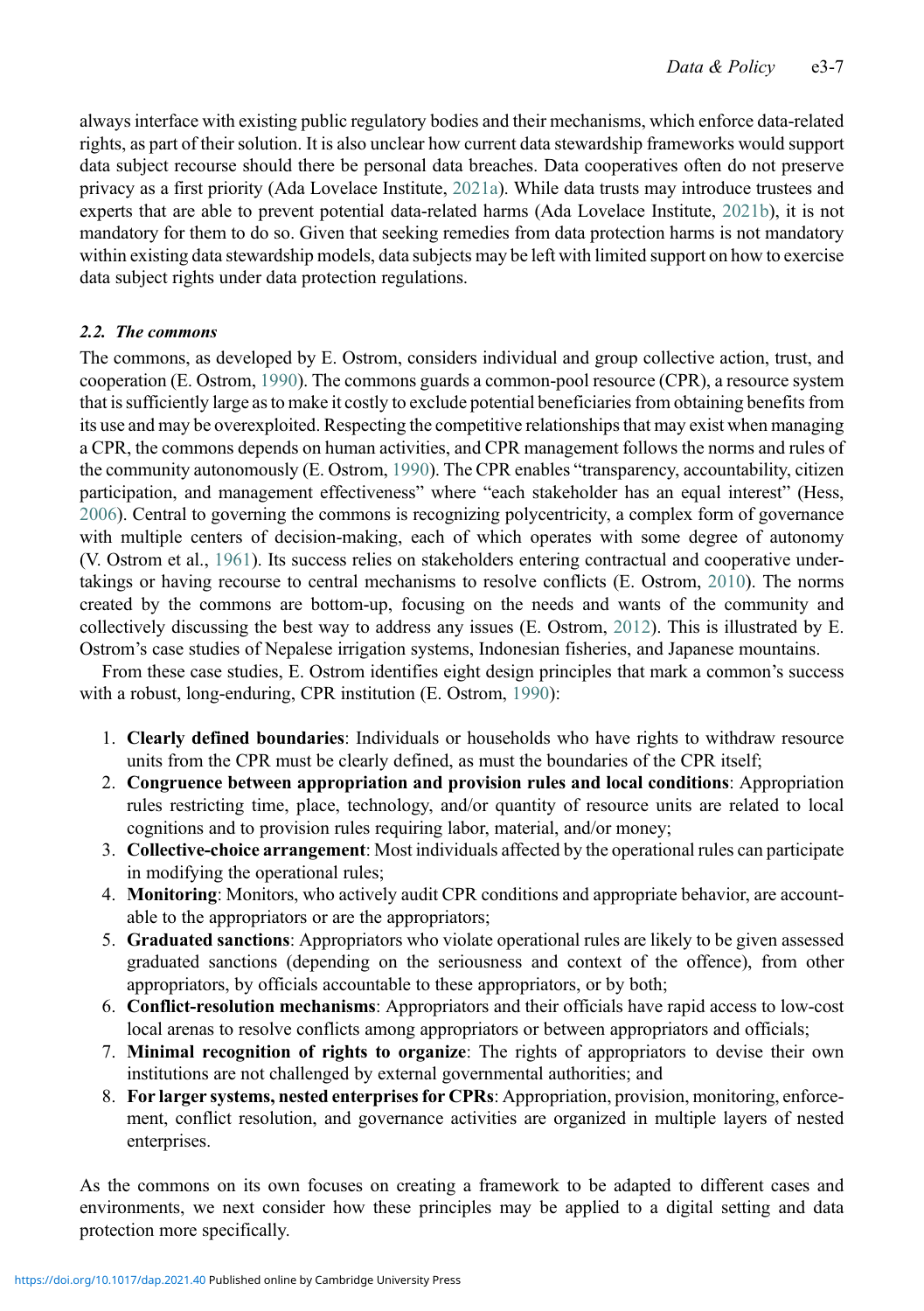always interface with existing public regulatory bodies and their mechanisms, which enforce data-related rights, as part of their solution. It is also unclear how current data stewardship frameworks would support data subject recourse should there be personal data breaches. Data cooperatives often do not preserve privacy as a first priority (Ada Lovelace Institute, 2021a). While data trusts may introduce trustees and experts that are able to prevent potential data-related harms (Ada Lovelace Institute, 2021b), it is not mandatory for them to do so. Given that seeking remedies from data protection harms is not mandatory within existing data stewardship models, data subjects may be left with limited support on how to exercise data subject rights under data protection regulations.

### 2.2. The commons

The commons, as developed by E. Ostrom, considers individual and group collective action, trust, and cooperation (E. Ostrom, 1990). The commons guards a common-pool resource (CPR), a resource system that is sufficiently large as to make it costly to exclude potential beneficiaries from obtaining benefits from its use and may be overexploited. Respecting the competitive relationships that may exist when managing a CPR, the commons depends on human activities, and CPR management follows the norms and rules of the community autonomously (E. Ostrom, 1990). The CPR enables "transparency, accountability, citizen participation, and management effectiveness" where "each stakeholder has an equal interest" (Hess, 2006). Central to governing the commons is recognizing polycentricity, a complex form of governance with multiple centers of decision-making, each of which operates with some degree of autonomy (V. Ostrom et al., 1961). Its success relies on stakeholders entering contractual and cooperative undertakings or having recourse to central mechanisms to resolve conflicts (E. Ostrom, 2010). The norms created by the commons are bottom-up, focusing on the needs and wants of the community and collectively discussing the best way to address any issues (E. Ostrom, 2012). This is illustrated by E. Ostrom's case studies of Nepalese irrigation systems, Indonesian fisheries, and Japanese mountains.

From these case studies, E. Ostrom identifies eight design principles that mark a common's success with a robust, long-enduring, CPR institution (E. Ostrom, 1990):

1. **Clearly defined boundaries**: Individuals or households who have rights to withdraw resource units from the CPR must be clearly defined, as must the boundaries of the CPR itself;
2. **Congruence between appropriation and provision rules and local conditions**: Appropriation rules restricting time, place, technology, and/or quantity of resource units are related to local cognitions and to provision rules requiring labor, material, and/or money;
3. **Collective-choice arrangement**: Most individuals affected by the operational rules can participate in modifying the operational rules;
4. **Monitoring**: Monitors, who actively audit CPR conditions and appropriate behavior, are accountable to the appropriators or are the appropriators;
5. **Graduated sanctions**: Appropriators who violate operational rules are likely to be given assessed graduated sanctions (depending on the seriousness and context of the offence), from other appropriators, by officials accountable to these appropriators, or by both;
6. **Conflict-resolution mechanisms**: Appropriators and their officials have rapid access to low-cost local arenas to resolve conflicts among appropriators or between appropriators and officials;
7. **Minimal recognition of rights to organize**: The rights of appropriators to devise their own institutions are not challenged by external governmental authorities; and
8. **For larger systems, nested enterprises for CPRs**: Appropriation, provision, monitoring, enforcement, conflict resolution, and governance activities are organized in multiple layers of nested enterprises.

As the commons on its own focuses on creating a framework to be adapted to different cases and environments, we next consider how these principles may be applied to a digital setting and data protection more specifically.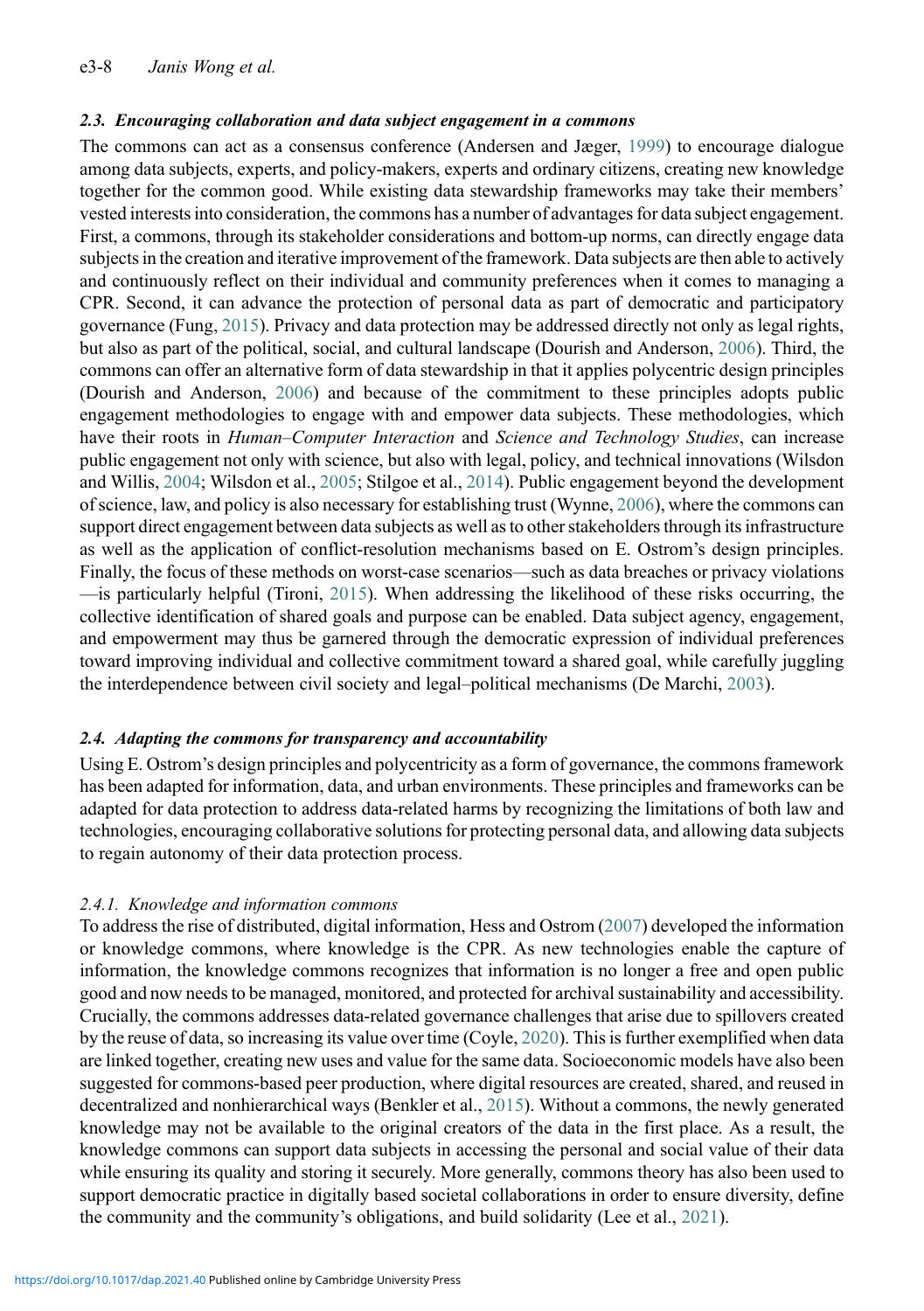### 2.3. Encouraging collaboration and data subject engagement in a commons

The commons can act as a consensus conference (Andersen and Jæger, 1999) to encourage dialogue among data subjects, experts, and policy-makers, experts and ordinary citizens, creating new knowledge together for the common good. While existing data stewardship frameworks may take their members' vested interests into consideration, the commons has a number of advantages for data subject engagement. First, a commons, through its stakeholder considerations and bottom-up norms, can directly engage data subjects in the creation and iterative improvement of the framework. Data subjects are then able to actively and continuously reflect on their individual and community preferences when it comes to managing a CPR. Second, it can advance the protection of personal data as part of democratic and participatory governance (Fung, 2015). Privacy and data protection may be addressed directly not only as legal rights, but also as part of the political, social, and cultural landscape (Dourish and Anderson, 2006). Third, the commons can offer an alternative form of data stewardship in that it applies polycentric design principles (Dourish and Anderson, 2006) and because of the commitment to these principles adopts public engagement methodologies to engage with and empower data subjects. These methodologies, which have their roots in *Human–Computer Interaction* and *Science and Technology Studies*, can increase public engagement not only with science, but also with legal, policy, and technical innovations (Wilsdon and Willis, 2004; Wilsdon et al., 2005; Stilgoe et al., 2014). Public engagement beyond the development of science, law, and policy is also necessary for establishing trust (Wynne, 2006), where the commons can support direct engagement between data subjects as well as to other stakeholders through its infrastructure as well as the application of conflict-resolution mechanisms based on E. Ostrom's design principles. Finally, the focus of these methods on worst-case scenarios—such as data breaches or privacy violations—is particularly helpful (Tironi, 2015). When addressing the likelihood of these risks occurring, the collective identification of shared goals and purpose can be enabled. Data subject agency, engagement, and empowerment may thus be garnered through the democratic expression of individual preferences toward improving individual and collective commitment toward a shared goal, while carefully juggling the interdependence between civil society and legal–political mechanisms (De Marchi, 2003).

### 2.4. Adapting the commons for transparency and accountability

Using E. Ostrom's design principles and polycentricity as a form of governance, the commons framework has been adapted for information, data, and urban environments. These principles and frameworks can be adapted for data protection to address data-related harms by recognizing the limitations of both law and technologies, encouraging collaborative solutions for protecting personal data, and allowing data subjects to regain autonomy of their data protection process.

#### 2.4.1. Knowledge and information commons

To address the rise of distributed, digital information, Hess and Ostrom (2007) developed the information or knowledge commons, where knowledge is the CPR. As new technologies enable the capture of information, the knowledge commons recognizes that information is no longer a free and open public good and now needs to be managed, monitored, and protected for archival sustainability and accessibility. Crucially, the commons addresses data-related governance challenges that arise due to spillovers created by the reuse of data, so increasing its value over time (Coyle, 2020). This is further exemplified when data are linked together, creating new uses and value for the same data. Socioeconomic models have also been suggested for commons-based peer production, where digital resources are created, shared, and reused in decentralized and nonhierarchical ways (Benkler et al., 2015). Without a commons, the newly generated knowledge may not be available to the original creators of the data in the first place. As a result, the knowledge commons can support data subjects in accessing the personal and social value of their data while ensuring its quality and storing it securely. More generally, commons theory has also been used to support democratic practice in digitally based societal collaborations in order to ensure diversity, define the community and the community's obligations, and build solidarity (Lee et al., 2021).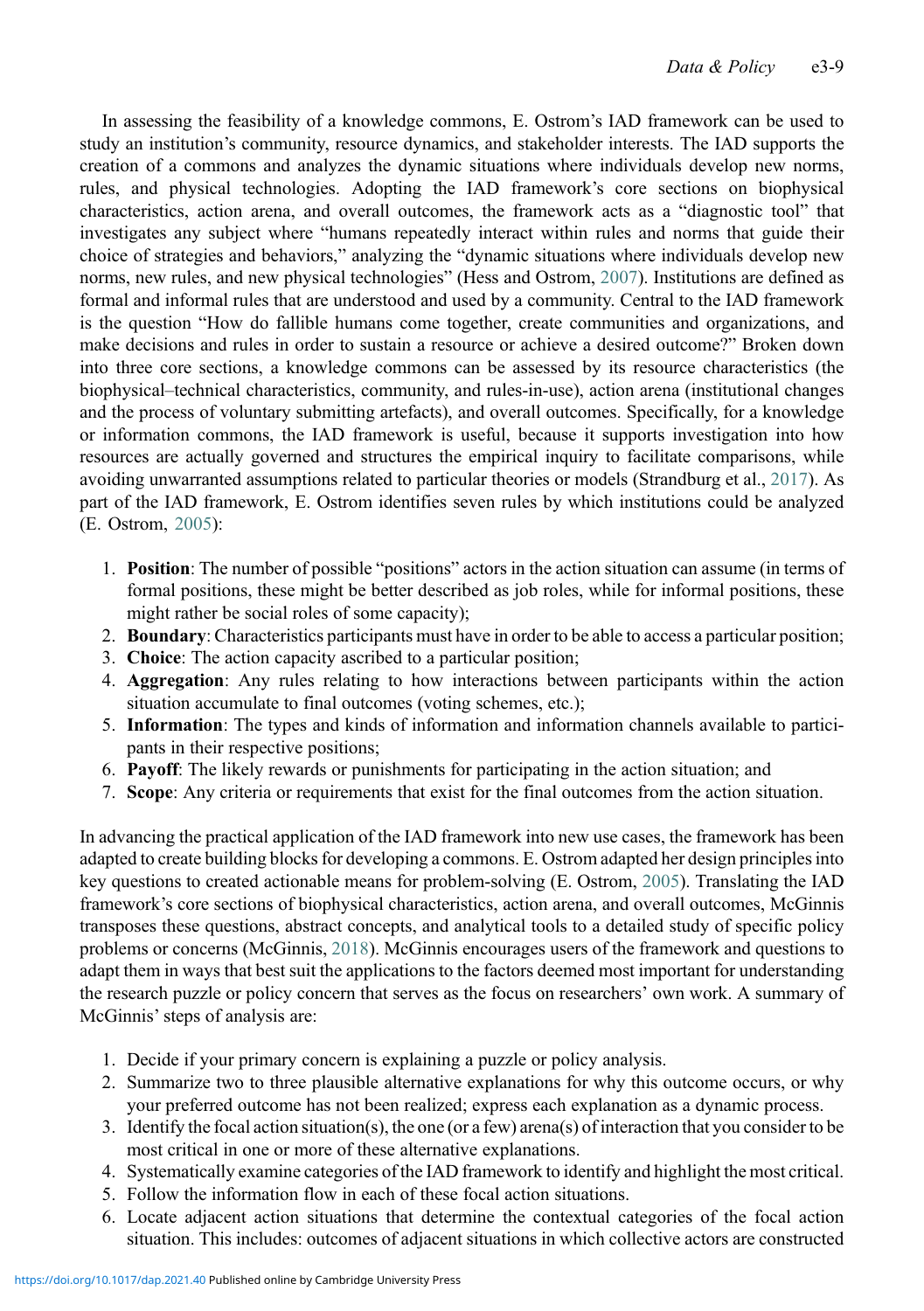In assessing the feasibility of a knowledge commons, E. Ostrom's IAD framework can be used to study an institution's community, resource dynamics, and stakeholder interests. The IAD supports the creation of a commons and analyzes the dynamic situations where individuals develop new norms, rules, and physical technologies. Adopting the IAD framework's core sections on biophysical characteristics, action arena, and overall outcomes, the framework acts as a "diagnostic tool" that investigates any subject where "humans repeatedly interact within rules and norms that guide their choice of strategies and behaviors," analyzing the "dynamic situations where individuals develop new norms, new rules, and new physical technologies" (Hess and Ostrom, 2007). Institutions are defined as formal and informal rules that are understood and used by a community. Central to the IAD framework is the question "How do fallible humans come together, create communities and organizations, and make decisions and rules in order to sustain a resource or achieve a desired outcome?" Broken down into three core sections, a knowledge commons can be assessed by its resource characteristics (the biophysical–technical characteristics, community, and rules-in-use), action arena (institutional changes and the process of voluntary submitting artefacts), and overall outcomes. Specifically, for a knowledge or information commons, the IAD framework is useful, because it supports investigation into how resources are actually governed and structures the empirical inquiry to facilitate comparisons, while avoiding unwarranted assumptions related to particular theories or models (Strandburg et al., 2017). As part of the IAD framework, E. Ostrom identifies seven rules by which institutions could be analyzed (E. Ostrom, 2005):

1. **Position**: The number of possible "positions" actors in the action situation can assume (in terms of formal positions, these might be better described as job roles, while for informal positions, these might rather be social roles of some capacity);
2. **Boundary**: Characteristics participants must have in order to be able to access a particular position;
3. **Choice**: The action capacity ascribed to a particular position;
4. **Aggregation**: Any rules relating to how interactions between participants within the action situation accumulate to final outcomes (voting schemes, etc.);
5. **Information**: The types and kinds of information and information channels available to participants in their respective positions;
6. **Payoff**: The likely rewards or punishments for participating in the action situation; and
7. **Scope**: Any criteria or requirements that exist for the final outcomes from the action situation.

In advancing the practical application of the IAD framework into new use cases, the framework has been adapted to create building blocks for developing a commons. E. Ostrom adapted her design principles into key questions to created actionable means for problem-solving (E. Ostrom, 2005). Translating the IAD framework's core sections of biophysical characteristics, action arena, and overall outcomes, McGinnis transposes these questions, abstract concepts, and analytical tools to a detailed study of specific policy problems or concerns (McGinnis, 2018). McGinnis encourages users of the framework and questions to adapt them in ways that best suit the applications to the factors deemed most important for understanding the research puzzle or policy concern that serves as the focus on researchers' own work. A summary of McGinnis' steps of analysis are:

1. Decide if your primary concern is explaining a puzzle or policy analysis.
2. Summarize two to three plausible alternative explanations for why this outcome occurs, or why your preferred outcome has not been realized; express each explanation as a dynamic process.
3. Identify the focal action situation(s), the one (or a few) arena(s) of interaction that you consider to be most critical in one or more of these alternative explanations.
4. Systematically examine categories of the IAD framework to identify and highlight the most critical.
5. Follow the information flow in each of these focal action situations.
6. Locate adjacent action situations that determine the contextual categories of the focal action situation. This includes: outcomes of adjacent situations in which collective actors are constructed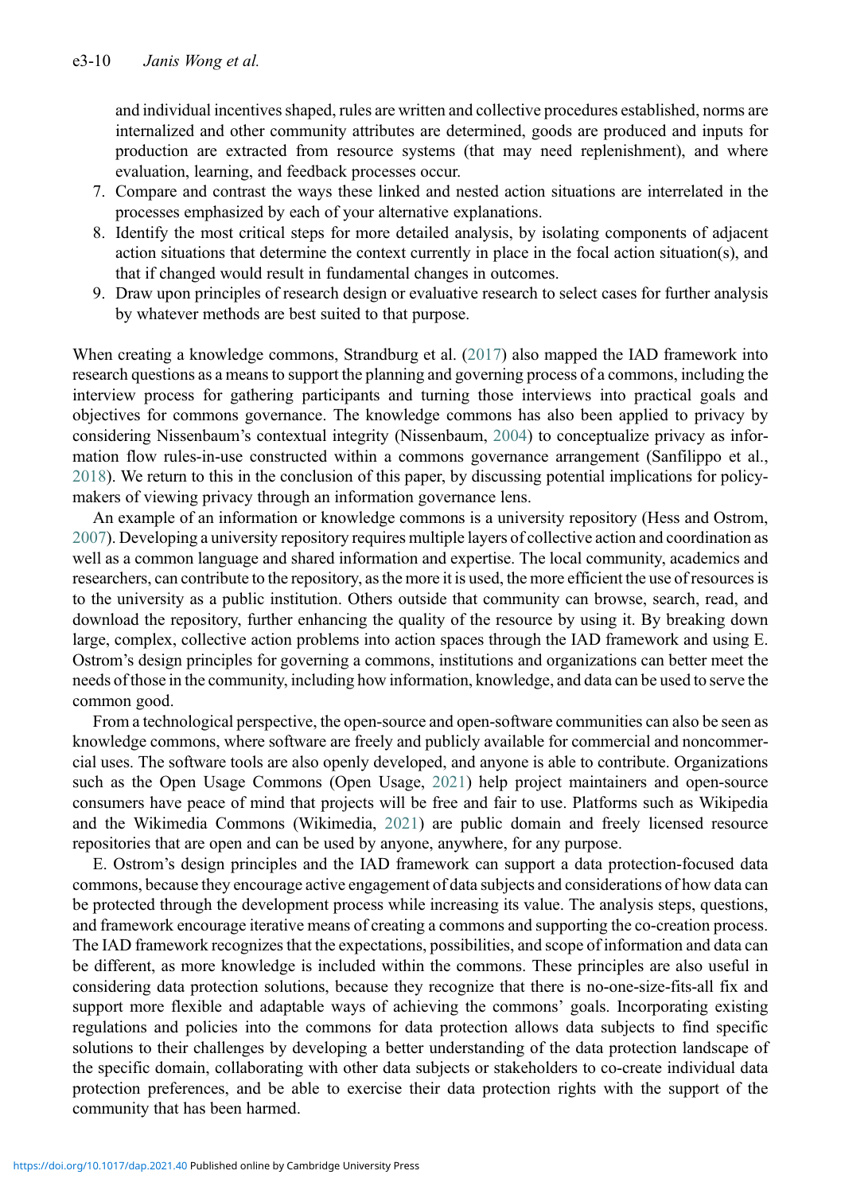and individual incentives shaped, rules are written and collective procedures established, norms are internalized and other community attributes are determined, goods are produced and inputs for production are extracted from resource systems (that may need replenishment), and where evaluation, learning, and feedback processes occur.

7. Compare and contrast the ways these linked and nested action situations are interrelated in the processes emphasized by each of your alternative explanations.
8. Identify the most critical steps for more detailed analysis, by isolating components of adjacent action situations that determine the context currently in place in the focal action situation(s), and that if changed would result in fundamental changes in outcomes.
9. Draw upon principles of research design or evaluative research to select cases for further analysis by whatever methods are best suited to that purpose.

When creating a knowledge commons, Strandburg et al. (2017) also mapped the IAD framework into research questions as a means to support the planning and governing process of a commons, including the interview process for gathering participants and turning those interviews into practical goals and objectives for commons governance. The knowledge commons has also been applied to privacy by considering Nissenbaum's contextual integrity (Nissenbaum, 2004) to conceptualize privacy as information flow rules-in-use constructed within a commons governance arrangement (Sanfilippo et al., 2018). We return to this in the conclusion of this paper, by discussing potential implications for policymakers of viewing privacy through an information governance lens.

An example of an information or knowledge commons is a university repository (Hess and Ostrom, 2007). Developing a university repository requires multiple layers of collective action and coordination as well as a common language and shared information and expertise. The local community, academics and researchers, can contribute to the repository, as the more it is used, the more efficient the use of resources is to the university as a public institution. Others outside that community can browse, search, read, and download the repository, further enhancing the quality of the resource by using it. By breaking down large, complex, collective action problems into action spaces through the IAD framework and using E. Ostrom's design principles for governing a commons, institutions and organizations can better meet the needs of those in the community, including how information, knowledge, and data can be used to serve the common good.

From a technological perspective, the open-source and open-software communities can also be seen as knowledge commons, where software are freely and publicly available for commercial and noncommercial uses. The software tools are also openly developed, and anyone is able to contribute. Organizations such as the Open Usage Commons (Open Usage, 2021) help project maintainers and open-source consumers have peace of mind that projects will be free and fair to use. Platforms such as Wikipedia and the Wikimedia Commons (Wikimedia, 2021) are public domain and freely licensed resource repositories that are open and can be used by anyone, anywhere, for any purpose.

E. Ostrom's design principles and the IAD framework can support a data protection-focused data commons, because they encourage active engagement of data subjects and considerations of how data can be protected through the development process while increasing its value. The analysis steps, questions, and framework encourage iterative means of creating a commons and supporting the co-creation process. The IAD framework recognizes that the expectations, possibilities, and scope of information and data can be different, as more knowledge is included within the commons. These principles are also useful in considering data protection solutions, because they recognize that there is no-one-size-fits-all fix and support more flexible and adaptable ways of achieving the commons' goals. Incorporating existing regulations and policies into the commons for data protection allows data subjects to find specific solutions to their challenges by developing a better understanding of the data protection landscape of the specific domain, collaborating with other data subjects or stakeholders to co-create individual data protection preferences, and be able to exercise their data protection rights with the support of the community that has been harmed.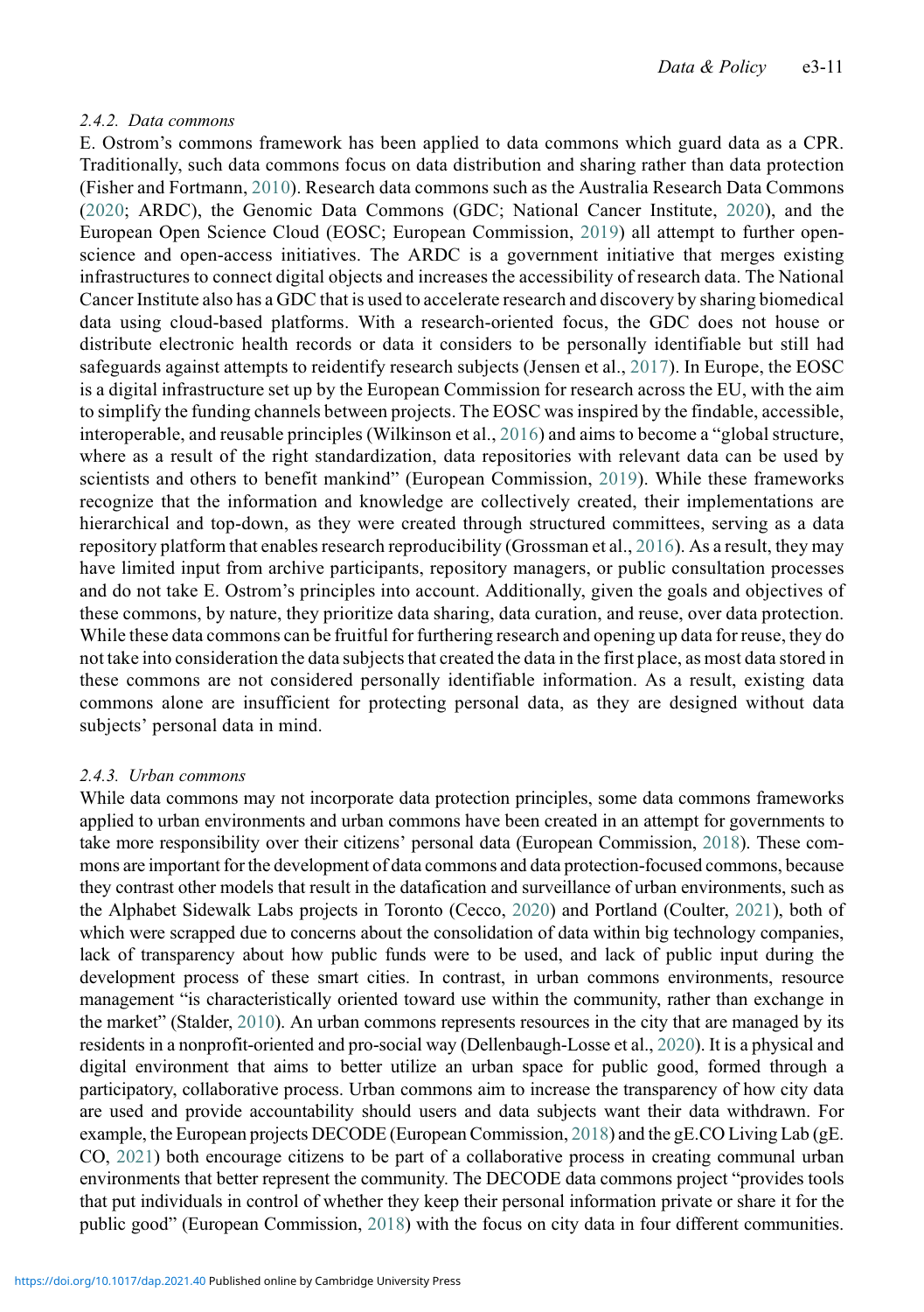#### 2.4.2. Data commons

E. Ostrom's commons framework has been applied to data commons which guard data as a CPR. Traditionally, such data commons focus on data distribution and sharing rather than data protection (Fisher and Fortmann, 2010). Research data commons such as the Australia Research Data Commons (2020; ARDC), the Genomic Data Commons (GDC; National Cancer Institute, 2020), and the European Open Science Cloud (EOSC; European Commission, 2019) all attempt to further open-science and open-access initiatives. The ARDC is a government initiative that merges existing infrastructures to connect digital objects and increases the accessibility of research data. The National Cancer Institute also has a GDC that is used to accelerate research and discovery by sharing biomedical data using cloud-based platforms. With a research-oriented focus, the GDC does not house or distribute electronic health records or data it considers to be personally identifiable but still had safeguards against attempts to reidentify research subjects (Jensen et al., 2017). In Europe, the EOSC is a digital infrastructure set up by the European Commission for research across the EU, with the aim to simplify the funding channels between projects. The EOSC was inspired by the findable, accessible, interoperable, and reusable principles (Wilkinson et al., 2016) and aims to become a "global structure, where as a result of the right standardization, data repositories with relevant data can be used by scientists and others to benefit mankind" (European Commission, 2019). While these frameworks recognize that the information and knowledge are collectively created, their implementations are hierarchical and top-down, as they were created through structured committees, serving as a data repository platform that enables research reproducibility (Grossman et al., 2016). As a result, they may have limited input from archive participants, repository managers, or public consultation processes and do not take E. Ostrom's principles into account. Additionally, given the goals and objectives of these commons, by nature, they prioritize data sharing, data curation, and reuse, over data protection. While these data commons can be fruitful for furthering research and opening up data for reuse, they do not take into consideration the data subjects that created the data in the first place, as most data stored in these commons are not considered personally identifiable information. As a result, existing data commons alone are insufficient for protecting personal data, as they are designed without data subjects' personal data in mind.

#### 2.4.3. Urban commons

While data commons may not incorporate data protection principles, some data commons frameworks applied to urban environments and urban commons have been created in an attempt for governments to take more responsibility over their citizens' personal data (European Commission, 2018). These commons are important for the development of data commons and data protection-focused commons, because they contrast other models that result in the datafication and surveillance of urban environments, such as the Alphabet Sidewalk Labs projects in Toronto (Cecco, 2020) and Portland (Coulter, 2021), both of which were scrapped due to concerns about the consolidation of data within big technology companies, lack of transparency about how public funds were to be used, and lack of public input during the development process of these smart cities. In contrast, in urban commons environments, resource management "is characteristically oriented toward use within the community, rather than exchange in the market" (Stalder, 2010). An urban commons represents resources in the city that are managed by its residents in a nonprofit-oriented and pro-social way (Dellenbaugh-Losse et al., 2020). It is a physical and digital environment that aims to better utilize an urban space for public good, formed through a participatory, collaborative process. Urban commons aim to increase the transparency of how city data are used and provide accountability should users and data subjects want their data withdrawn. For example, the European projects DECODE (European Commission, 2018) and the gE.CO Living Lab (gE.CO, 2021) both encourage citizens to be part of a collaborative process in creating communal urban environments that better represent the community. The DECODE data commons project "provides tools that put individuals in control of whether they keep their personal information private or share it for the public good" (European Commission, 2018) with the focus on city data in four different communities.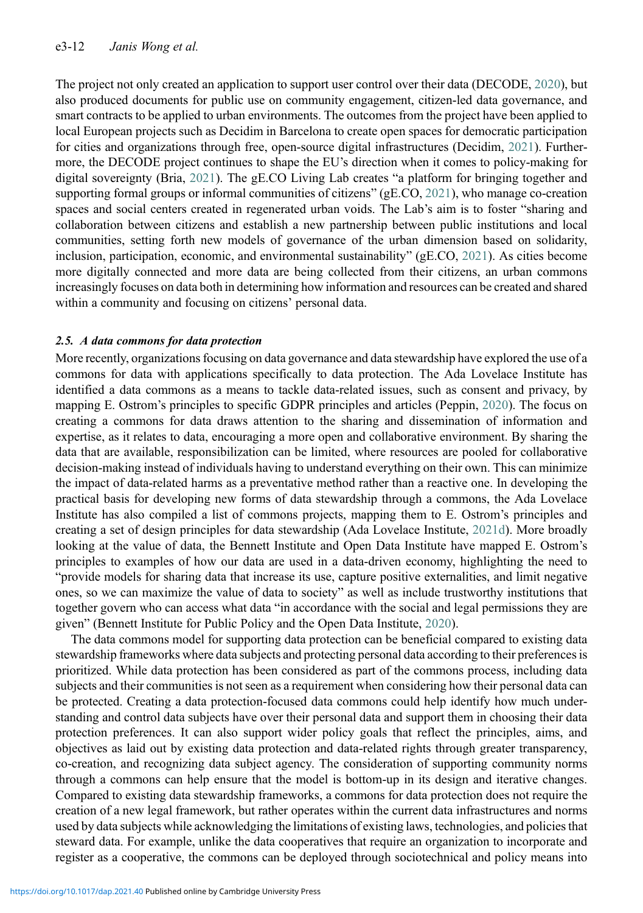The project not only created an application to support user control over their data (DECODE, 2020), but also produced documents for public use on community engagement, citizen-led data governance, and smart contracts to be applied to urban environments. The outcomes from the project have been applied to local European projects such as Decidim in Barcelona to create open spaces for democratic participation for cities and organizations through free, open-source digital infrastructures (Decidim, 2021). Furthermore, the DECODE project continues to shape the EU's direction when it comes to policy-making for digital sovereignty (Bria, 2021). The gE.CO Living Lab creates "a platform for bringing together and supporting formal groups or informal communities of citizens" (gE.CO, 2021), who manage co-creation spaces and social centers created in regenerated urban voids. The Lab's aim is to foster "sharing and collaboration between citizens and establish a new partnership between public institutions and local communities, setting forth new models of governance of the urban dimension based on solidarity, inclusion, participation, economic, and environmental sustainability" (gE.CO, 2021). As cities become more digitally connected and more data are being collected from their citizens, an urban commons increasingly focuses on data both in determining how information and resources can be created and shared within a community and focusing on citizens' personal data.

### *2.5. A data commons for data protection*

More recently, organizations focusing on data governance and data stewardship have explored the use of a commons for data with applications specifically to data protection. The Ada Lovelace Institute has identified a data commons as a means to tackle data-related issues, such as consent and privacy, by mapping E. Ostrom's principles to specific GDPR principles and articles (Peppin, 2020). The focus on creating a commons for data draws attention to the sharing and dissemination of information and expertise, as it relates to data, encouraging a more open and collaborative environment. By sharing the data that are available, responsibilization can be limited, where resources are pooled for collaborative decision-making instead of individuals having to understand everything on their own. This can minimize the impact of data-related harms as a preventative method rather than a reactive one. In developing the practical basis for developing new forms of data stewardship through a commons, the Ada Lovelace Institute has also compiled a list of commons projects, mapping them to E. Ostrom's principles and creating a set of design principles for data stewardship (Ada Lovelace Institute, 2021d). More broadly looking at the value of data, the Bennett Institute and Open Data Institute have mapped E. Ostrom's principles to examples of how our data are used in a data-driven economy, highlighting the need to "provide models for sharing data that increase its use, capture positive externalities, and limit negative ones, so we can maximize the value of data to society" as well as include trustworthy institutions that together govern who can access what data "in accordance with the social and legal permissions they are given" (Bennett Institute for Public Policy and the Open Data Institute, 2020).

The data commons model for supporting data protection can be beneficial compared to existing data stewardship frameworks where data subjects and protecting personal data according to their preferences is prioritized. While data protection has been considered as part of the commons process, including data subjects and their communities is not seen as a requirement when considering how their personal data can be protected. Creating a data protection-focused data commons could help identify how much understanding and control data subjects have over their personal data and support them in choosing their data protection preferences. It can also support wider policy goals that reflect the principles, aims, and objectives as laid out by existing data protection and data-related rights through greater transparency, co-creation, and recognizing data subject agency. The consideration of supporting community norms through a commons can help ensure that the model is bottom-up in its design and iterative changes. Compared to existing data stewardship frameworks, a commons for data protection does not require the creation of a new legal framework, but rather operates within the current data infrastructures and norms used by data subjects while acknowledging the limitations of existing laws, technologies, and policies that steward data. For example, unlike the data cooperatives that require an organization to incorporate and register as a cooperative, the commons can be deployed through sociotechnical and policy means into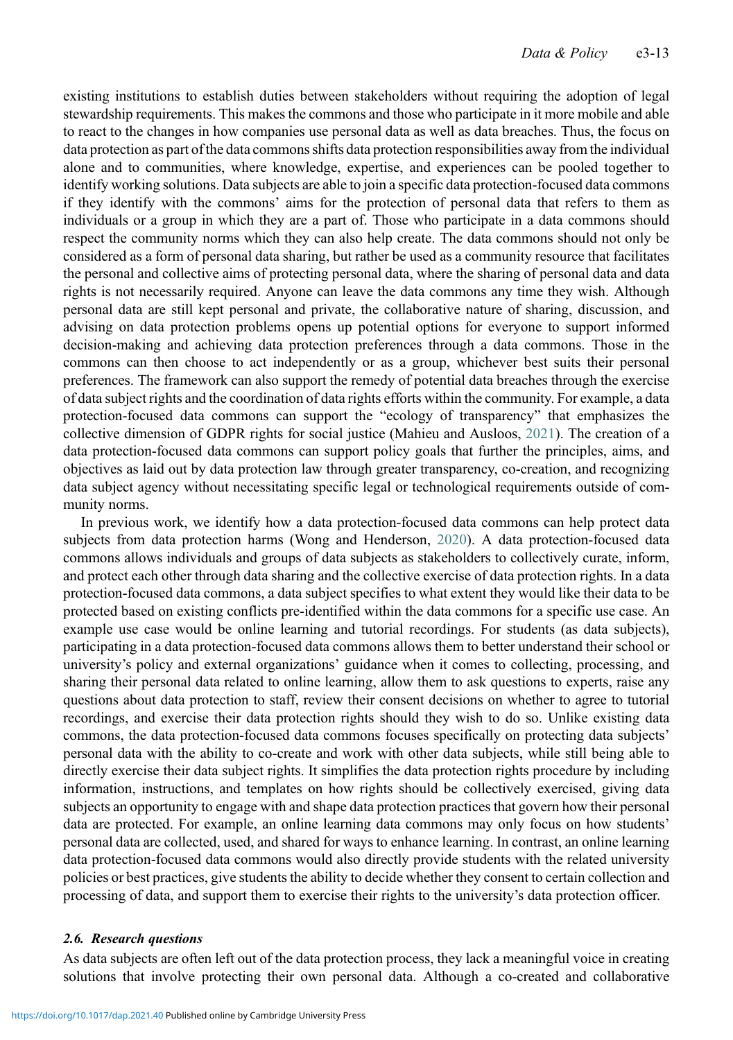existing institutions to establish duties between stakeholders without requiring the adoption of legal stewardship requirements. This makes the commons and those who participate in it more mobile and able to react to the changes in how companies use personal data as well as data breaches. Thus, the focus on data protection as part of the data commons shifts data protection responsibilities away from the individual alone and to communities, where knowledge, expertise, and experiences can be pooled together to identify working solutions. Data subjects are able to join a specific data protection-focused data commons if they identify with the commons' aims for the protection of personal data that refers to them as individuals or a group in which they are a part of. Those who participate in a data commons should respect the community norms which they can also help create. The data commons should not only be considered as a form of personal data sharing, but rather be used as a community resource that facilitates the personal and collective aims of protecting personal data, where the sharing of personal data and data rights is not necessarily required. Anyone can leave the data commons any time they wish. Although personal data are still kept personal and private, the collaborative nature of sharing, discussion, and advising on data protection problems opens up potential options for everyone to support informed decision-making and achieving data protection preferences through a data commons. Those in the commons can then choose to act independently or as a group, whichever best suits their personal preferences. The framework can also support the remedy of potential data breaches through the exercise of data subject rights and the coordination of data rights efforts within the community. For example, a data protection-focused data commons can support the "ecology of transparency" that emphasizes the collective dimension of GDPR rights for social justice (Mahieu and Ausloos, 2021). The creation of a data protection-focused data commons can support policy goals that further the principles, aims, and objectives as laid out by data protection law through greater transparency, co-creation, and recognizing data subject agency without necessitating specific legal or technological requirements outside of community norms.

In previous work, we identify how a data protection-focused data commons can help protect data subjects from data protection harms (Wong and Henderson, 2020). A data protection-focused data commons allows individuals and groups of data subjects as stakeholders to collectively curate, inform, and protect each other through data sharing and the collective exercise of data protection rights. In a data protection-focused data commons, a data subject specifies to what extent they would like their data to be protected based on existing conflicts pre-identified within the data commons for a specific use case. An example use case would be online learning and tutorial recordings. For students (as data subjects), participating in a data protection-focused data commons allows them to better understand their school or university's policy and external organizations' guidance when it comes to collecting, processing, and sharing their personal data related to online learning, allow them to ask questions to experts, raise any questions about data protection to staff, review their consent decisions on whether to agree to tutorial recordings, and exercise their data protection rights should they wish to do so. Unlike existing data commons, the data protection-focused data commons focuses specifically on protecting data subjects' personal data with the ability to co-create and work with other data subjects, while still being able to directly exercise their data subject rights. It simplifies the data protection rights procedure by including information, instructions, and templates on how rights should be collectively exercised, giving data subjects an opportunity to engage with and shape data protection practices that govern how their personal data are protected. For example, an online learning data commons may only focus on how students' personal data are collected, used, and shared for ways to enhance learning. In contrast, an online learning data protection-focused data commons would also directly provide students with the related university policies or best practices, give students the ability to decide whether they consent to certain collection and processing of data, and support them to exercise their rights to the university's data protection officer.

### *2.6. Research questions*

As data subjects are often left out of the data protection process, they lack a meaningful voice in creating solutions that involve protecting their own personal data. Although a co-created and collaborative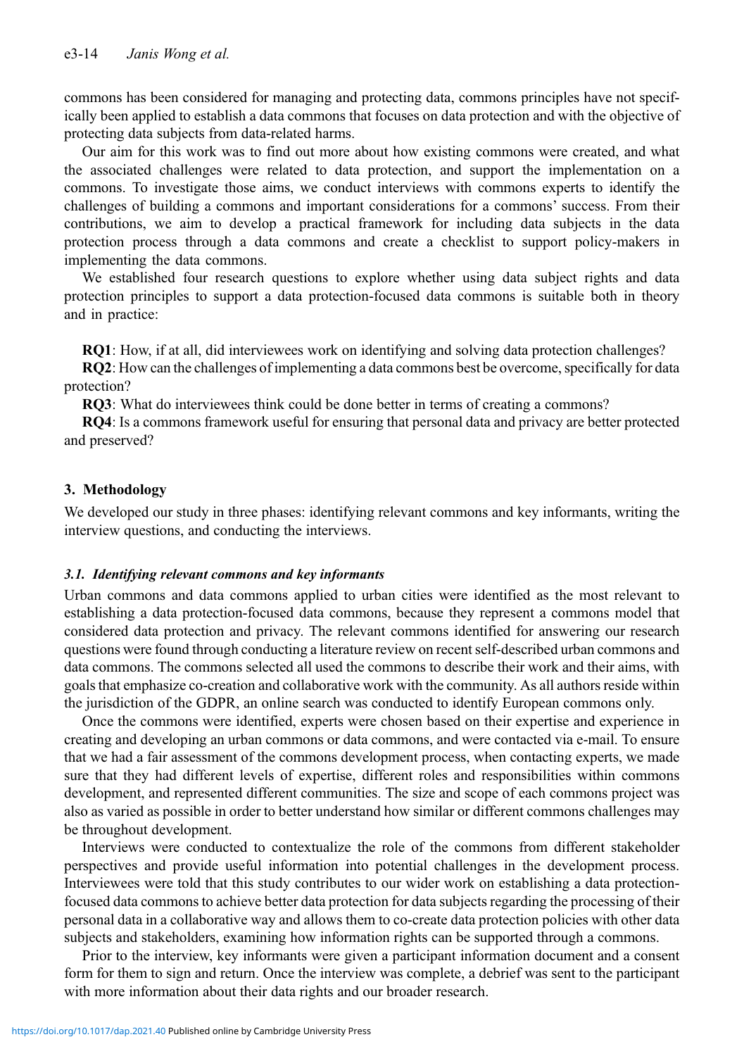commons has been considered for managing and protecting data, commons principles have not specifically been applied to establish a data commons that focuses on data protection and with the objective of protecting data subjects from data-related harms.

Our aim for this work was to find out more about how existing commons were created, and what the associated challenges were related to data protection, and support the implementation on a commons. To investigate those aims, we conduct interviews with commons experts to identify the challenges of building a commons and important considerations for a commons' success. From their contributions, we aim to develop a practical framework for including data subjects in the data protection process through a data commons and create a checklist to support policy-makers in implementing the data commons.

We established four research questions to explore whether using data subject rights and data protection principles to support a data protection-focused data commons is suitable both in theory and in practice:

**RQ1**: How, if at all, did interviewees work on identifying and solving data protection challenges?

**RQ2**: How can the challenges of implementing a data commons best be overcome, specifically for data protection?

**RQ3**: What do interviewees think could be done better in terms of creating a commons?

**RQ4**: Is a commons framework useful for ensuring that personal data and privacy are better protected and preserved?

## 3. Methodology

We developed our study in three phases: identifying relevant commons and key informants, writing the interview questions, and conducting the interviews.

### *3.1. Identifying relevant commons and key informants*

Urban commons and data commons applied to urban cities were identified as the most relevant to establishing a data protection-focused data commons, because they represent a commons model that considered data protection and privacy. The relevant commons identified for answering our research questions were found through conducting a literature review on recent self-described urban commons and data commons. The commons selected all used the commons to describe their work and their aims, with goals that emphasize co-creation and collaborative work with the community. As all authors reside within the jurisdiction of the GDPR, an online search was conducted to identify European commons only.

Once the commons were identified, experts were chosen based on their expertise and experience in creating and developing an urban commons or data commons, and were contacted via e-mail. To ensure that we had a fair assessment of the commons development process, when contacting experts, we made sure that they had different levels of expertise, different roles and responsibilities within commons development, and represented different communities. The size and scope of each commons project was also as varied as possible in order to better understand how similar or different commons challenges may be throughout development.

Interviews were conducted to contextualize the role of the commons from different stakeholder perspectives and provide useful information into potential challenges in the development process. Interviewees were told that this study contributes to our wider work on establishing a data protection-focused data commons to achieve better data protection for data subjects regarding the processing of their personal data in a collaborative way and allows them to co-create data protection policies with other data subjects and stakeholders, examining how information rights can be supported through a commons.

Prior to the interview, key informants were given a participant information document and a consent form for them to sign and return. Once the interview was complete, a debrief was sent to the participant with more information about their data rights and our broader research.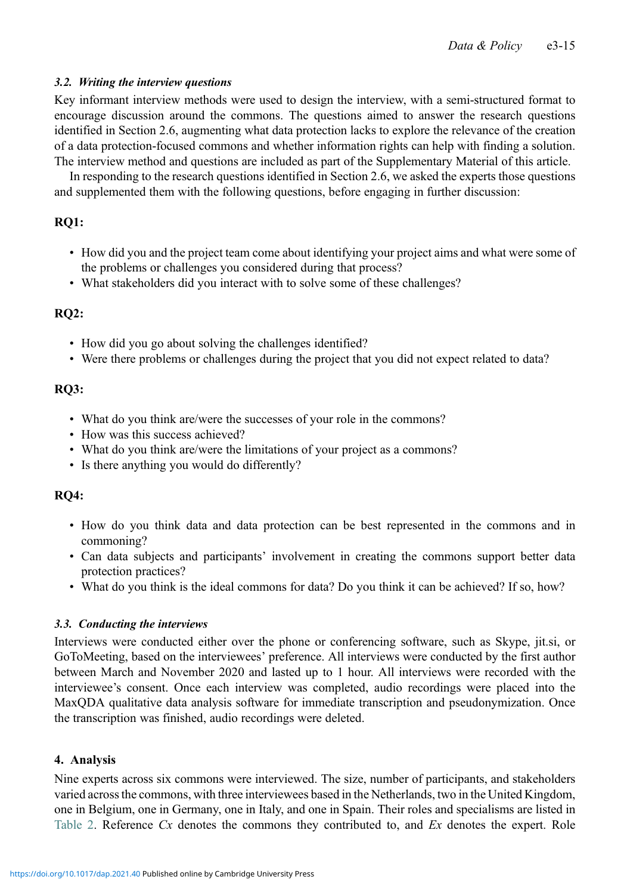### 3.2. *Writing the interview questions*

Key informant interview methods were used to design the interview, with a semi-structured format to encourage discussion around the commons. The questions aimed to answer the research questions identified in Section 2.6, augmenting what data protection lacks to explore the relevance of the creation of a data protection-focused commons and whether information rights can help with finding a solution. The interview method and questions are included as part of the Supplementary Material of this article.

In responding to the research questions identified in Section 2.6, we asked the experts those questions and supplemented them with the following questions, before engaging in further discussion:

**RQ1:**

- How did you and the project team come about identifying your project aims and what were some of the problems or challenges you considered during that process?
- What stakeholders did you interact with to solve some of these challenges?

**RQ2:**

- How did you go about solving the challenges identified?
- Were there problems or challenges during the project that you did not expect related to data?

**RQ3:**

- What do you think are/were the successes of your role in the commons?
- How was this success achieved?
- What do you think are/were the limitations of your project as a commons?
- Is there anything you would do differently?

**RQ4:**

- How do you think data and data protection can be best represented in the commons and in commoning?
- Can data subjects and participants' involvement in creating the commons support better data protection practices?
- What do you think is the ideal commons for data? Do you think it can be achieved? If so, how?

### 3.3. *Conducting the interviews*

Interviews were conducted either over the phone or conferencing software, such as Skype, jit.si, or GoToMeeting, based on the interviewees' preference. All interviews were conducted by the first author between March and November 2020 and lasted up to 1 hour. All interviews were recorded with the interviewee's consent. Once each interview was completed, audio recordings were placed into the MaxQDA qualitative data analysis software for immediate transcription and pseudonymization. Once the transcription was finished, audio recordings were deleted.

## 4. Analysis

Nine experts across six commons were interviewed. The size, number of participants, and stakeholders varied across the commons, with three interviewees based in the Netherlands, two in the United Kingdom, one in Belgium, one in Germany, one in Italy, and one in Spain. Their roles and specialisms are listed in Table 2. Reference *Cx* denotes the commons they contributed to, and *Ex* denotes the expert. Role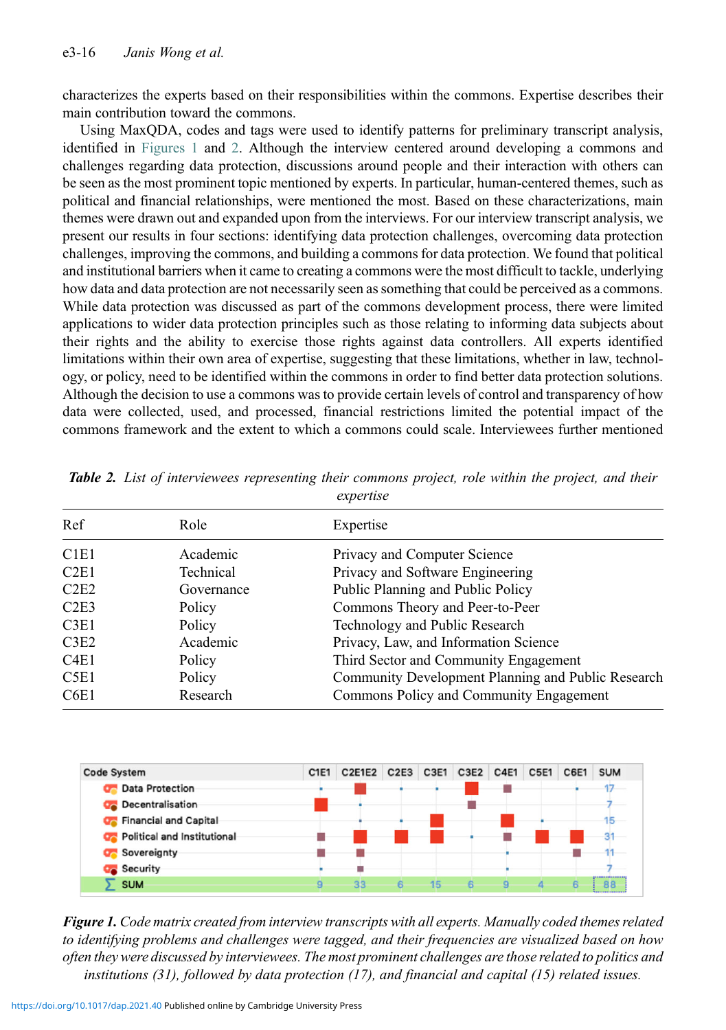characterizes the experts based on their responsibilities within the commons. Expertise describes their main contribution toward the commons.

Using MaxQDA, codes and tags were used to identify patterns for preliminary transcript analysis, identified in Figures 1 and 2. Although the interview centered around developing a commons and challenges regarding data protection, discussions around people and their interaction with others can be seen as the most prominent topic mentioned by experts. In particular, human-centered themes, such as political and financial relationships, were mentioned the most. Based on these characterizations, main themes were drawn out and expanded upon from the interviews. For our interview transcript analysis, we present our results in four sections: identifying data protection challenges, overcoming data protection challenges, improving the commons, and building a commons for data protection. We found that political and institutional barriers when it came to creating a commons were the most difficult to tackle, underlying how data and data protection are not necessarily seen as something that could be perceived as a commons. While data protection was discussed as part of the commons development process, there were limited applications to wider data protection principles such as those relating to informing data subjects about their rights and the ability to exercise those rights against data controllers. All experts identified limitations within their own area of expertise, suggesting that these limitations, whether in law, technology, or policy, need to be identified within the commons in order to find better data protection solutions. Although the decision to use a commons was to provide certain levels of control and transparency of how data were collected, used, and processed, financial restrictions limited the potential impact of the commons framework and the extent to which a commons could scale. Interviewees further mentioned

***Table 2.*** *List of interviewees representing their commons project, role within the project, and their expertise*

| Ref | Role | Expertise |
|---|---|---|
| C1E1 | Academic | Privacy and Computer Science |
| C2E1 | Technical | Privacy and Software Engineering |
| C2E2 | Governance | Public Planning and Public Policy |
| C2E3 | Policy | Commons Theory and Peer-to-Peer |
| C3E1 | Policy | Technology and Public Research |
| C3E2 | Academic | Privacy, Law, and Information Science |
| C4E1 | Policy | Third Sector and Community Engagement |
| C5E1 | Policy | Community Development Planning and Public Research |
| C6E1 | Research | Commons Policy and Community Engagement |

***Figure 1.*** *Code matrix created from interview transcripts with all experts. Manually coded themes related to identifying problems and challenges were tagged, and their frequencies are visualized based on how often they were discussed by interviewees. The most prominent challenges are those related to politics and institutions (31), followed by data protection (17), and financial and capital (15) related issues.*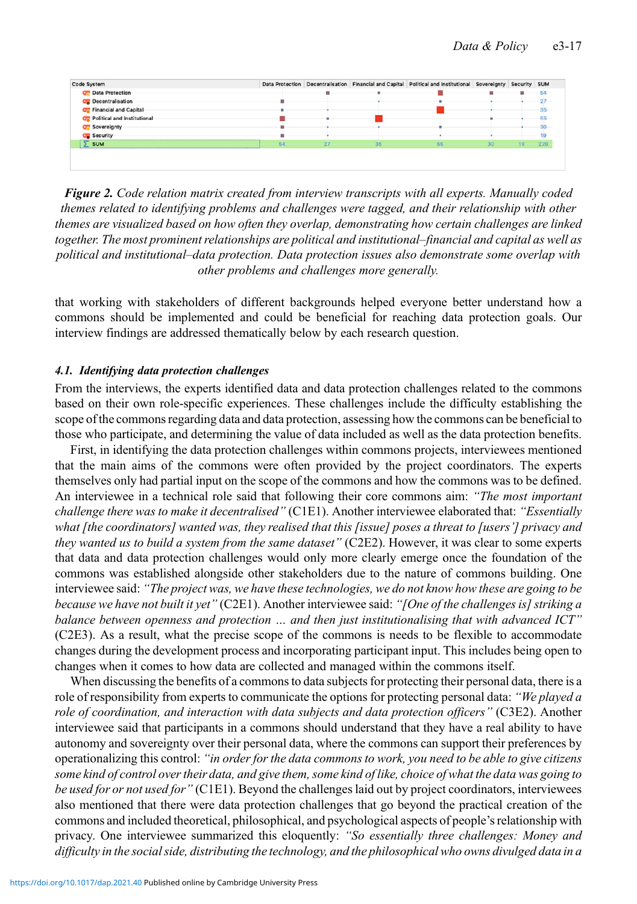| Code System | Data Protection | Decentralisation | Financial and Capital | Political and Institutional | Sovereignty | Security | SUM |
|---|---|---|---|---|---|---|---|
| Data Protection | | | | | | | 54 |
| Decentralisation | | | | | | | 27 |
| Financial and Capital | | | | | | | 35 |
| Political and Institutional | | | | | | | 55 |
| Sovereignty | | | | | | | 30 |
| Security | | | | | | | 19 |
| Σ SUM | 54 | 27 | 35 | 55 | 30 | 19 | 220 |

***Figure 2.*** *Code relation matrix created from interview transcripts with all experts. Manually coded themes related to identifying problems and challenges were tagged, and their relationship with other themes are visualized based on how often they overlap, demonstrating how certain challenges are linked together. The most prominent relationships are political and institutional–financial and capital as well as political and institutional–data protection. Data protection issues also demonstrate some overlap with other problems and challenges more generally.*

that working with stakeholders of different backgrounds helped everyone better understand how a commons should be implemented and could be beneficial for reaching data protection goals. Our interview findings are addressed thematically below by each research question.

### *4.1. Identifying data protection challenges*

From the interviews, the experts identified data and data protection challenges related to the commons based on their own role-specific experiences. These challenges include the difficulty establishing the scope of the commons regarding data and data protection, assessing how the commons can be beneficial to those who participate, and determining the value of data included as well as the data protection benefits.

First, in identifying the data protection challenges within commons projects, interviewees mentioned that the main aims of the commons were often provided by the project coordinators. The experts themselves only had partial input on the scope of the commons and how the commons was to be defined. An interviewee in a technical role said that following their core commons aim: *"The most important challenge there was to make it decentralised"* (C1E1). Another interviewee elaborated that: *"Essentially what [the coordinators] wanted was, they realised that this [issue] poses a threat to [users'] privacy and they wanted us to build a system from the same dataset"* (C2E2). However, it was clear to some experts that data and data protection challenges would only more clearly emerge once the foundation of the commons was established alongside other stakeholders due to the nature of commons building. One interviewee said: *"The project was, we have these technologies, we do not know how these are going to be because we have not built it yet"* (C2E1). Another interviewee said: *"[One of the challenges is] striking a balance between openness and protection … and then just institutionalising that with advanced ICT"* (C2E3). As a result, what the precise scope of the commons is needs to be flexible to accommodate changes during the development process and incorporating participant input. This includes being open to changes when it comes to how data are collected and managed within the commons itself.

When discussing the benefits of a commons to data subjects for protecting their personal data, there is a role of responsibility from experts to communicate the options for protecting personal data: *"We played a role of coordination, and interaction with data subjects and data protection officers"* (C3E2). Another interviewee said that participants in a commons should understand that they have a real ability to have autonomy and sovereignty over their personal data, where the commons can support their preferences by operationalizing this control: *"in order for the data commons to work, you need to be able to give citizens some kind of control over their data, and give them, some kind of like, choice of what the data was going to be used for or not used for"* (C1E1). Beyond the challenges laid out by project coordinators, interviewees also mentioned that there were data protection challenges that go beyond the practical creation of the commons and included theoretical, philosophical, and psychological aspects of people's relationship with privacy. One interviewee summarized this eloquently: *"So essentially three challenges: Money and difficulty in the social side, distributing the technology, and the philosophical who owns divulged data in a*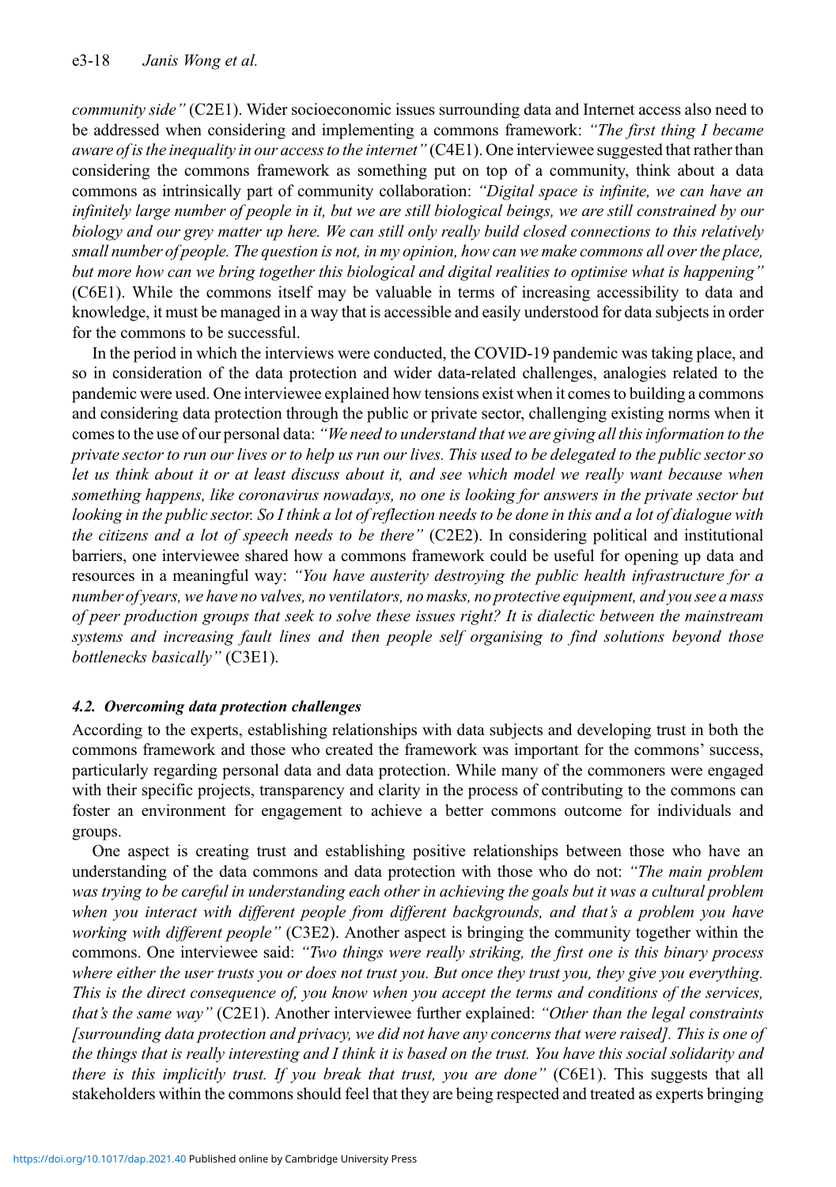*community side"* (C2E1). Wider socioeconomic issues surrounding data and Internet access also need to be addressed when considering and implementing a commons framework: *"The first thing I became aware of is the inequality in our access to the internet"* (C4E1). One interviewee suggested that rather than considering the commons framework as something put on top of a community, think about a data commons as intrinsically part of community collaboration: *"Digital space is infinite, we can have an infinitely large number of people in it, but we are still biological beings, we are still constrained by our biology and our grey matter up here. We can still only really build closed connections to this relatively small number of people. The question is not, in my opinion, how can we make commons all over the place, but more how can we bring together this biological and digital realities to optimise what is happening"* (C6E1). While the commons itself may be valuable in terms of increasing accessibility to data and knowledge, it must be managed in a way that is accessible and easily understood for data subjects in order for the commons to be successful.

In the period in which the interviews were conducted, the COVID-19 pandemic was taking place, and so in consideration of the data protection and wider data-related challenges, analogies related to the pandemic were used. One interviewee explained how tensions exist when it comes to building a commons and considering data protection through the public or private sector, challenging existing norms when it comes to the use of our personal data: *"We need to understand that we are giving all this information to the private sector to run our lives or to help us run our lives. This used to be delegated to the public sector so let us think about it or at least discuss about it, and see which model we really want because when something happens, like coronavirus nowadays, no one is looking for answers in the private sector but looking in the public sector. So I think a lot of reflection needs to be done in this and a lot of dialogue with the citizens and a lot of speech needs to be there"* (C2E2). In considering political and institutional barriers, one interviewee shared how a commons framework could be useful for opening up data and resources in a meaningful way: *"You have austerity destroying the public health infrastructure for a number of years, we have no valves, no ventilators, no masks, no protective equipment, and you see a mass of peer production groups that seek to solve these issues right? It is dialectic between the mainstream systems and increasing fault lines and then people self organising to find solutions beyond those bottlenecks basically"* (C3E1).

### *4.2. Overcoming data protection challenges*

According to the experts, establishing relationships with data subjects and developing trust in both the commons framework and those who created the framework was important for the commons' success, particularly regarding personal data and data protection. While many of the commoners were engaged with their specific projects, transparency and clarity in the process of contributing to the commons can foster an environment for engagement to achieve a better commons outcome for individuals and groups.

One aspect is creating trust and establishing positive relationships between those who have an understanding of the data commons and data protection with those who do not: *"The main problem was trying to be careful in understanding each other in achieving the goals but it was a cultural problem when you interact with different people from different backgrounds, and that's a problem you have working with different people"* (C3E2). Another aspect is bringing the community together within the commons. One interviewee said: *"Two things were really striking, the first one is this binary process where either the user trusts you or does not trust you. But once they trust you, they give you everything. This is the direct consequence of, you know when you accept the terms and conditions of the services, that's the same way"* (C2E1). Another interviewee further explained: *"Other than the legal constraints [surrounding data protection and privacy, we did not have any concerns that were raised]. This is one of the things that is really interesting and I think it is based on the trust. You have this social solidarity and there is this implicitly trust. If you break that trust, you are done"* (C6E1). This suggests that all stakeholders within the commons should feel that they are being respected and treated as experts bringing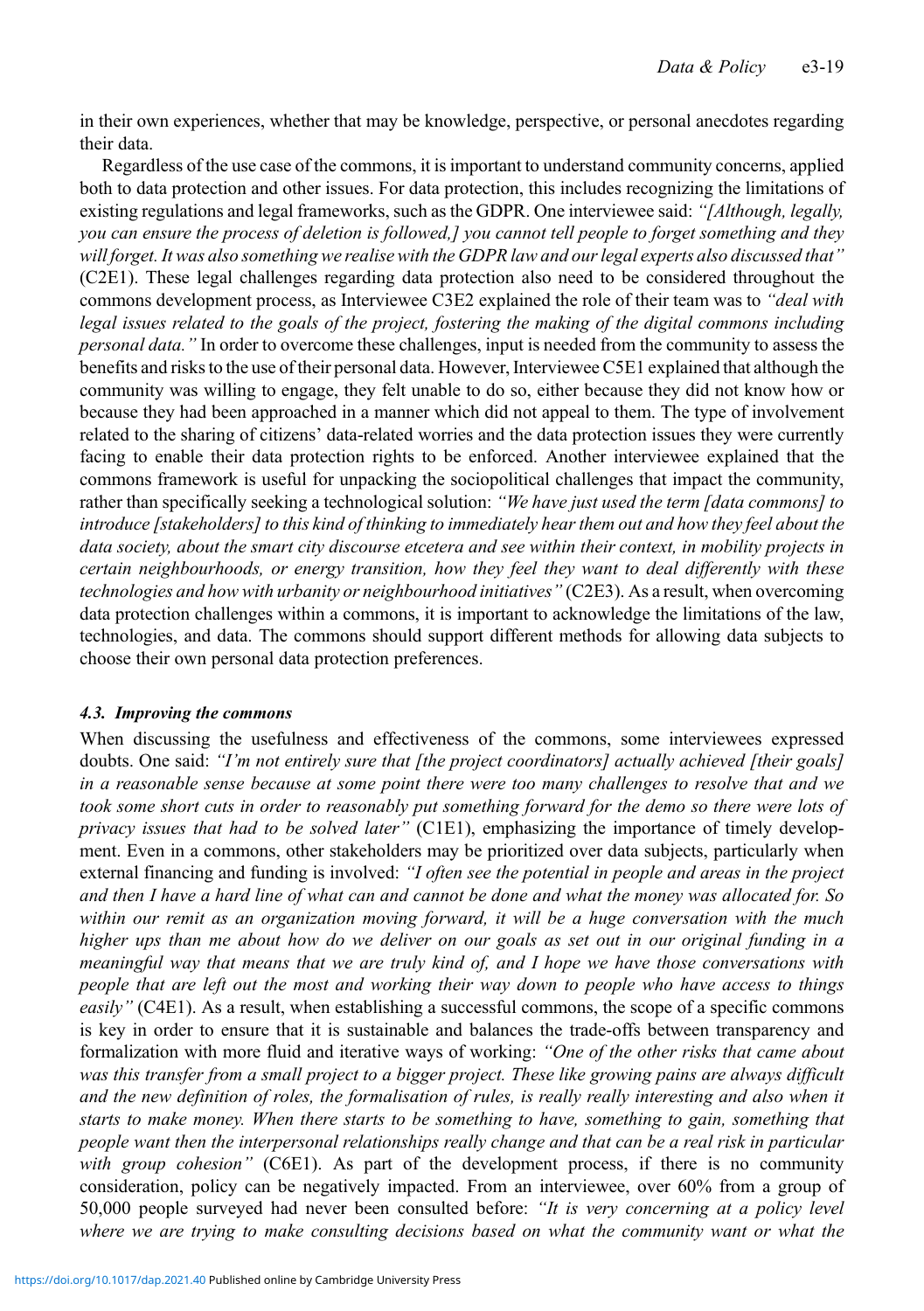in their own experiences, whether that may be knowledge, perspective, or personal anecdotes regarding their data.

Regardless of the use case of the commons, it is important to understand community concerns, applied both to data protection and other issues. For data protection, this includes recognizing the limitations of existing regulations and legal frameworks, such as the GDPR. One interviewee said: *"[Although, legally, you can ensure the process of deletion is followed,] you cannot tell people to forget something and they will forget. It was also something we realise with the GDPR law and our legal experts also discussed that"* (C2E1). These legal challenges regarding data protection also need to be considered throughout the commons development process, as Interviewee C3E2 explained the role of their team was to *"deal with legal issues related to the goals of the project, fostering the making of the digital commons including personal data."* In order to overcome these challenges, input is needed from the community to assess the benefits and risks to the use of their personal data. However, Interviewee C5E1 explained that although the community was willing to engage, they felt unable to do so, either because they did not know how or because they had been approached in a manner which did not appeal to them. The type of involvement related to the sharing of citizens' data-related worries and the data protection issues they were currently facing to enable their data protection rights to be enforced. Another interviewee explained that the commons framework is useful for unpacking the sociopolitical challenges that impact the community, rather than specifically seeking a technological solution: *"We have just used the term [data commons] to introduce [stakeholders] to this kind of thinking to immediately hear them out and how they feel about the data society, about the smart city discourse etcetera and see within their context, in mobility projects in certain neighbourhoods, or energy transition, how they feel they want to deal differently with these technologies and how with urbanity or neighbourhood initiatives"* (C2E3). As a result, when overcoming data protection challenges within a commons, it is important to acknowledge the limitations of the law, technologies, and data. The commons should support different methods for allowing data subjects to choose their own personal data protection preferences.

### *4.3. Improving the commons*

When discussing the usefulness and effectiveness of the commons, some interviewees expressed doubts. One said: *"I'm not entirely sure that [the project coordinators] actually achieved [their goals] in a reasonable sense because at some point there were too many challenges to resolve that and we took some short cuts in order to reasonably put something forward for the demo so there were lots of privacy issues that had to be solved later"* (C1E1), emphasizing the importance of timely development. Even in a commons, other stakeholders may be prioritized over data subjects, particularly when external financing and funding is involved: *"I often see the potential in people and areas in the project and then I have a hard line of what can and cannot be done and what the money was allocated for. So within our remit as an organization moving forward, it will be a huge conversation with the much higher ups than me about how do we deliver on our goals as set out in our original funding in a meaningful way that means that we are truly kind of, and I hope we have those conversations with people that are left out the most and working their way down to people who have access to things easily"* (C4E1). As a result, when establishing a successful commons, the scope of a specific commons is key in order to ensure that it is sustainable and balances the trade-offs between transparency and formalization with more fluid and iterative ways of working: *"One of the other risks that came about was this transfer from a small project to a bigger project. These like growing pains are always difficult and the new definition of roles, the formalisation of rules, is really really interesting and also when it starts to make money. When there starts to be something to have, something to gain, something that people want then the interpersonal relationships really change and that can be a real risk in particular with group cohesion"* (C6E1). As part of the development process, if there is no community consideration, policy can be negatively impacted. From an interviewee, over 60% from a group of 50,000 people surveyed had never been consulted before: *"It is very concerning at a policy level where we are trying to make consulting decisions based on what the community want or what the*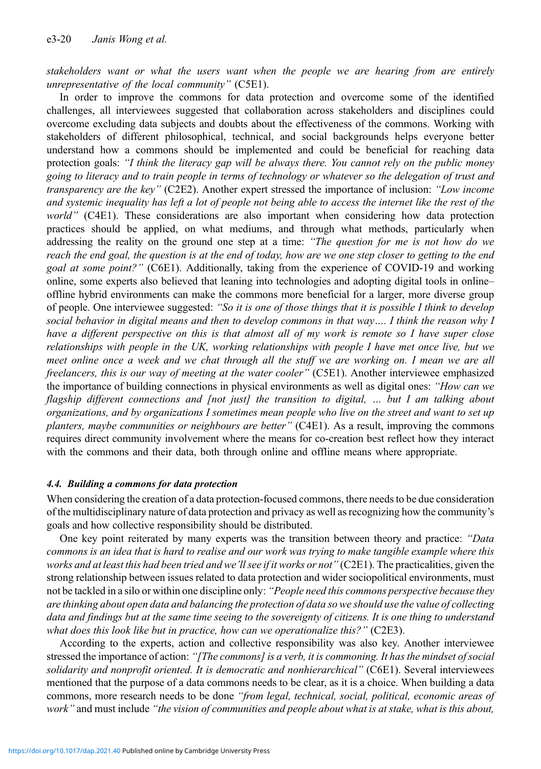*stakeholders want or what the users want when the people we are hearing from are entirely unrepresentative of the local community"* (C5E1).

In order to improve the commons for data protection and overcome some of the identified challenges, all interviewees suggested that collaboration across stakeholders and disciplines could overcome excluding data subjects and doubts about the effectiveness of the commons. Working with stakeholders of different philosophical, technical, and social backgrounds helps everyone better understand how a commons should be implemented and could be beneficial for reaching data protection goals: *"I think the literacy gap will be always there. You cannot rely on the public money going to literacy and to train people in terms of technology or whatever so the delegation of trust and transparency are the key"* (C2E2). Another expert stressed the importance of inclusion: *"Low income and systemic inequality has left a lot of people not being able to access the internet like the rest of the world"* (C4E1). These considerations are also important when considering how data protection practices should be applied, on what mediums, and through what methods, particularly when addressing the reality on the ground one step at a time: *"The question for me is not how do we reach the end goal, the question is at the end of today, how are we one step closer to getting to the end goal at some point?"* (C6E1). Additionally, taking from the experience of COVID-19 and working online, some experts also believed that leaning into technologies and adopting digital tools in online–offline hybrid environments can make the commons more beneficial for a larger, more diverse group of people. One interviewee suggested: *"So it is one of those things that it is possible I think to develop social behavior in digital means and then to develop commons in that way…. I think the reason why I have a different perspective on this is that almost all of my work is remote so I have super close relationships with people in the UK, working relationships with people I have met once live, but we meet online once a week and we chat through all the stuff we are working on. I mean we are all freelancers, this is our way of meeting at the water cooler"* (C5E1). Another interviewee emphasized the importance of building connections in physical environments as well as digital ones: *"How can we flagship different connections and [not just] the transition to digital, … but I am talking about organizations, and by organizations I sometimes mean people who live on the street and want to set up planters, maybe communities or neighbours are better"* (C4E1). As a result, improving the commons requires direct community involvement where the means for co-creation best reflect how they interact with the commons and their data, both through online and offline means where appropriate.

### 4.4. Building a commons for data protection

When considering the creation of a data protection-focused commons, there needs to be due consideration of the multidisciplinary nature of data protection and privacy as well as recognizing how the community's goals and how collective responsibility should be distributed.

One key point reiterated by many experts was the transition between theory and practice: *"Data commons is an idea that is hard to realise and our work was trying to make tangible example where this works and at least this had been tried and we'll see if it works or not"* (C2E1). The practicalities, given the strong relationship between issues related to data protection and wider sociopolitical environments, must not be tackled in a silo or within one discipline only: *"People need this commons perspective because they are thinking about open data and balancing the protection of data so we should use the value of collecting data and findings but at the same time seeing to the sovereignty of citizens. It is one thing to understand what does this look like but in practice, how can we operationalize this?"* (C2E3).

According to the experts, action and collective responsibility was also key. Another interviewee stressed the importance of action: *"[The commons] is a verb, it is commoning. It has the mindset of social solidarity and nonprofit oriented. It is democratic and nonhierarchical"* (C6E1). Several interviewees mentioned that the purpose of a data commons needs to be clear, as it is a choice. When building a data commons, more research needs to be done *"from legal, technical, social, political, economic areas of work"* and must include *"the vision of communities and people about what is at stake, what is this about,*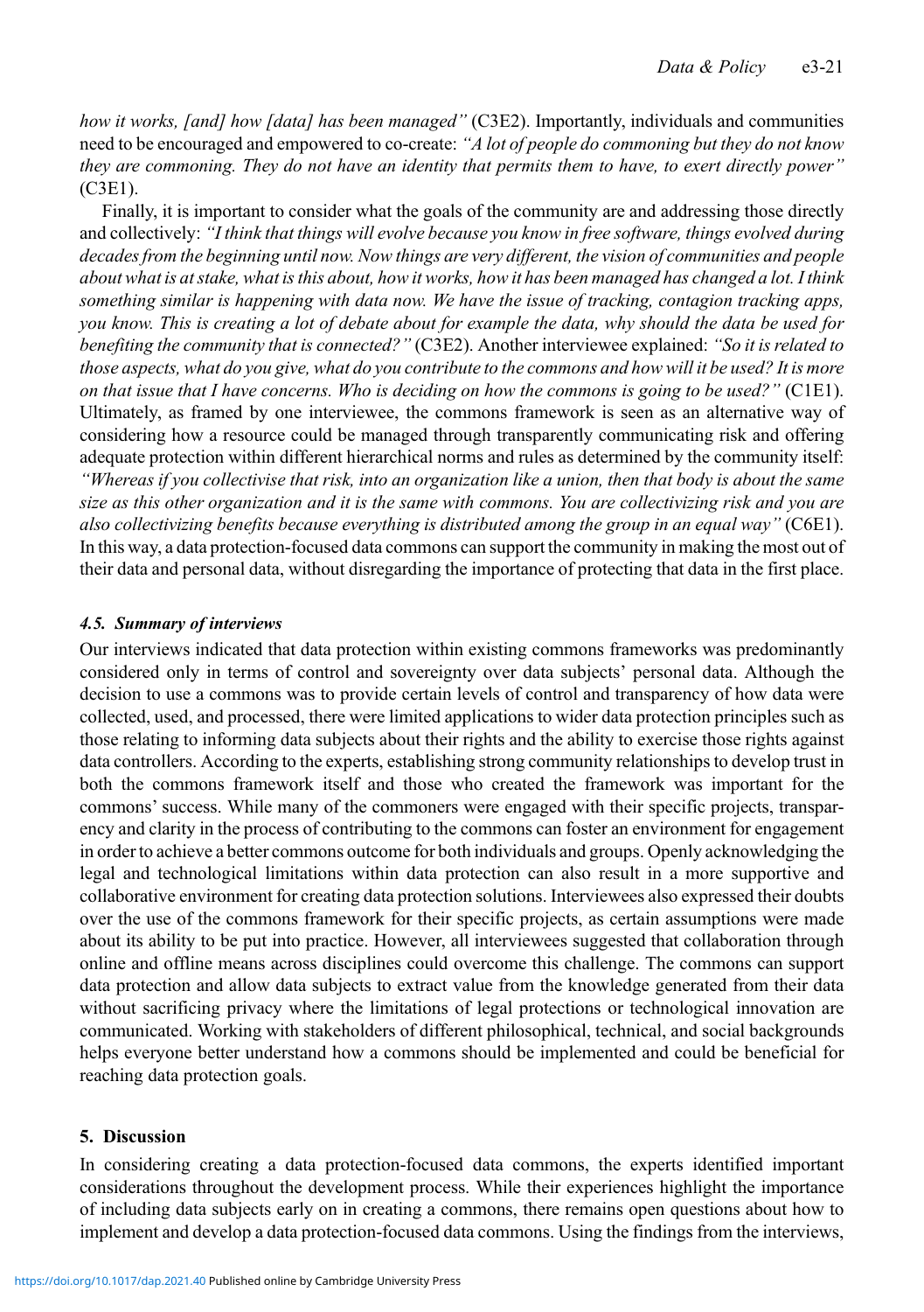*how it works, [and] how [data] has been managed"* (C3E2). Importantly, individuals and communities need to be encouraged and empowered to co-create: *"A lot of people do commoning but they do not know they are commoning. They do not have an identity that permits them to have, to exert directly power"* (C3E1).

Finally, it is important to consider what the goals of the community are and addressing those directly and collectively: *"I think that things will evolve because you know in free software, things evolved during decades from the beginning until now. Now things are very different, the vision of communities and people about what is at stake, what is this about, how it works, how it has been managed has changed a lot. I think something similar is happening with data now. We have the issue of tracking, contagion tracking apps, you know. This is creating a lot of debate about for example the data, why should the data be used for benefiting the community that is connected?"* (C3E2). Another interviewee explained: *"So it is related to those aspects, what do you give, what do you contribute to the commons and how will it be used? It is more on that issue that I have concerns. Who is deciding on how the commons is going to be used?"* (C1E1). Ultimately, as framed by one interviewee, the commons framework is seen as an alternative way of considering how a resource could be managed through transparently communicating risk and offering adequate protection within different hierarchical norms and rules as determined by the community itself: *"Whereas if you collectivise that risk, into an organization like a union, then that body is about the same size as this other organization and it is the same with commons. You are collectivizing risk and you are also collectivizing benefits because everything is distributed among the group in an equal way"* (C6E1). In this way, a data protection-focused data commons can support the community in making the most out of their data and personal data, without disregarding the importance of protecting that data in the first place.

### *4.5. Summary of interviews*

Our interviews indicated that data protection within existing commons frameworks was predominantly considered only in terms of control and sovereignty over data subjects' personal data. Although the decision to use a commons was to provide certain levels of control and transparency of how data were collected, used, and processed, there were limited applications to wider data protection principles such as those relating to informing data subjects about their rights and the ability to exercise those rights against data controllers. According to the experts, establishing strong community relationships to develop trust in both the commons framework itself and those who created the framework was important for the commons' success. While many of the commoners were engaged with their specific projects, transparency and clarity in the process of contributing to the commons can foster an environment for engagement in order to achieve a better commons outcome for both individuals and groups. Openly acknowledging the legal and technological limitations within data protection can also result in a more supportive and collaborative environment for creating data protection solutions. Interviewees also expressed their doubts over the use of the commons framework for their specific projects, as certain assumptions were made about its ability to be put into practice. However, all interviewees suggested that collaboration through online and offline means across disciplines could overcome this challenge. The commons can support data protection and allow data subjects to extract value from the knowledge generated from their data without sacrificing privacy where the limitations of legal protections or technological innovation are communicated. Working with stakeholders of different philosophical, technical, and social backgrounds helps everyone better understand how a commons should be implemented and could be beneficial for reaching data protection goals.

## 5. Discussion

In considering creating a data protection-focused data commons, the experts identified important considerations throughout the development process. While their experiences highlight the importance of including data subjects early on in creating a commons, there remains open questions about how to implement and develop a data protection-focused data commons. Using the findings from the interviews,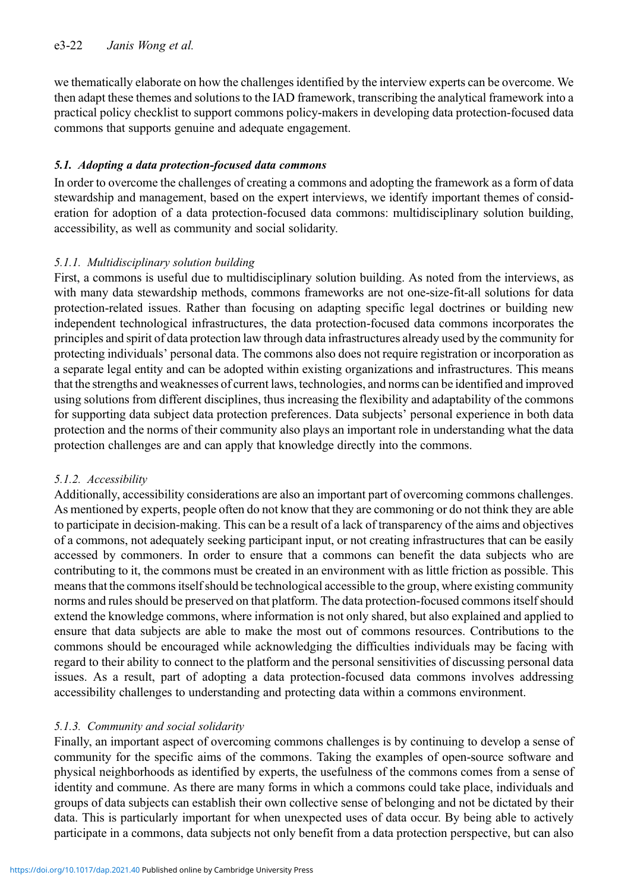we thematically elaborate on how the challenges identified by the interview experts can be overcome. We then adapt these themes and solutions to the IAD framework, transcribing the analytical framework into a practical policy checklist to support commons policy-makers in developing data protection-focused data commons that supports genuine and adequate engagement.

### *5.1. Adopting a data protection-focused data commons*

In order to overcome the challenges of creating a commons and adopting the framework as a form of data stewardship and management, based on the expert interviews, we identify important themes of consideration for adoption of a data protection-focused data commons: multidisciplinary solution building, accessibility, as well as community and social solidarity.

#### *5.1.1. Multidisciplinary solution building*

First, a commons is useful due to multidisciplinary solution building. As noted from the interviews, as with many data stewardship methods, commons frameworks are not one-size-fit-all solutions for data protection-related issues. Rather than focusing on adapting specific legal doctrines or building new independent technological infrastructures, the data protection-focused data commons incorporates the principles and spirit of data protection law through data infrastructures already used by the community for protecting individuals' personal data. The commons also does not require registration or incorporation as a separate legal entity and can be adopted within existing organizations and infrastructures. This means that the strengths and weaknesses of current laws, technologies, and norms can be identified and improved using solutions from different disciplines, thus increasing the flexibility and adaptability of the commons for supporting data subject data protection preferences. Data subjects' personal experience in both data protection and the norms of their community also plays an important role in understanding what the data protection challenges are and can apply that knowledge directly into the commons.

#### *5.1.2. Accessibility*

Additionally, accessibility considerations are also an important part of overcoming commons challenges. As mentioned by experts, people often do not know that they are commoning or do not think they are able to participate in decision-making. This can be a result of a lack of transparency of the aims and objectives of a commons, not adequately seeking participant input, or not creating infrastructures that can be easily accessed by commoners. In order to ensure that a commons can benefit the data subjects who are contributing to it, the commons must be created in an environment with as little friction as possible. This means that the commons itself should be technological accessible to the group, where existing community norms and rules should be preserved on that platform. The data protection-focused commons itself should extend the knowledge commons, where information is not only shared, but also explained and applied to ensure that data subjects are able to make the most out of commons resources. Contributions to the commons should be encouraged while acknowledging the difficulties individuals may be facing with regard to their ability to connect to the platform and the personal sensitivities of discussing personal data issues. As a result, part of adopting a data protection-focused data commons involves addressing accessibility challenges to understanding and protecting data within a commons environment.

#### *5.1.3. Community and social solidarity*

Finally, an important aspect of overcoming commons challenges is by continuing to develop a sense of community for the specific aims of the commons. Taking the examples of open-source software and physical neighborhoods as identified by experts, the usefulness of the commons comes from a sense of identity and commune. As there are many forms in which a commons could take place, individuals and groups of data subjects can establish their own collective sense of belonging and not be dictated by their data. This is particularly important for when unexpected uses of data occur. By being able to actively participate in a commons, data subjects not only benefit from a data protection perspective, but can also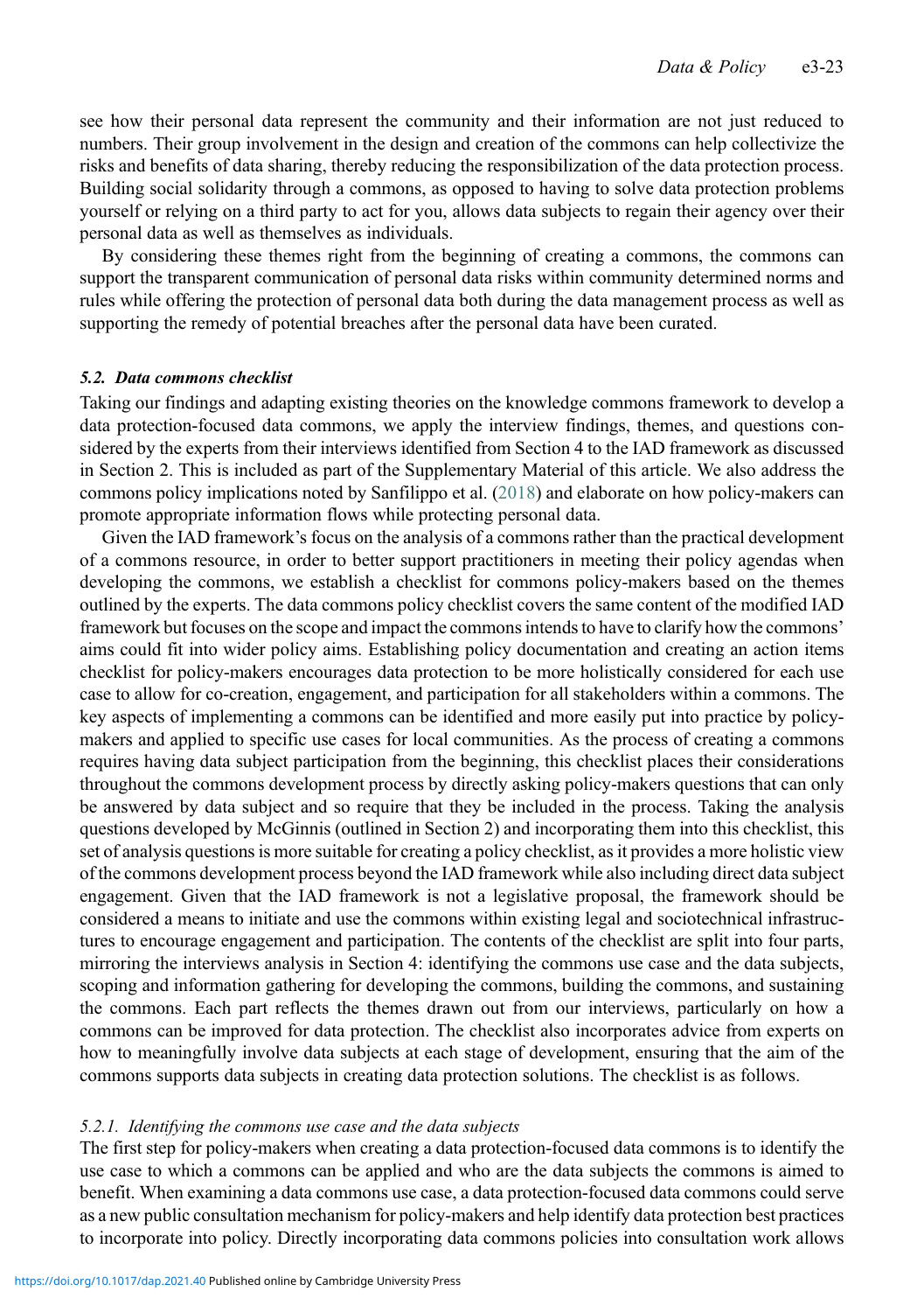see how their personal data represent the community and their information are not just reduced to numbers. Their group involvement in the design and creation of the commons can help collectivize the risks and benefits of data sharing, thereby reducing the responsibilization of the data protection process. Building social solidarity through a commons, as opposed to having to solve data protection problems yourself or relying on a third party to act for you, allows data subjects to regain their agency over their personal data as well as themselves as individuals.

By considering these themes right from the beginning of creating a commons, the commons can support the transparent communication of personal data risks within community determined norms and rules while offering the protection of personal data both during the data management process as well as supporting the remedy of potential breaches after the personal data have been curated.

### *5.2. Data commons checklist*

Taking our findings and adapting existing theories on the knowledge commons framework to develop a data protection-focused data commons, we apply the interview findings, themes, and questions considered by the experts from their interviews identified from Section 4 to the IAD framework as discussed in Section 2. This is included as part of the Supplementary Material of this article. We also address the commons policy implications noted by Sanfilippo et al. (2018) and elaborate on how policy-makers can promote appropriate information flows while protecting personal data.

Given the IAD framework's focus on the analysis of a commons rather than the practical development of a commons resource, in order to better support practitioners in meeting their policy agendas when developing the commons, we establish a checklist for commons policy-makers based on the themes outlined by the experts. The data commons policy checklist covers the same content of the modified IAD framework but focuses on the scope and impact the commons intends to have to clarify how the commons' aims could fit into wider policy aims. Establishing policy documentation and creating an action items checklist for policy-makers encourages data protection to be more holistically considered for each use case to allow for co-creation, engagement, and participation for all stakeholders within a commons. The key aspects of implementing a commons can be identified and more easily put into practice by policy-makers and applied to specific use cases for local communities. As the process of creating a commons requires having data subject participation from the beginning, this checklist places their considerations throughout the commons development process by directly asking policy-makers questions that can only be answered by data subject and so require that they be included in the process. Taking the analysis questions developed by McGinnis (outlined in Section 2) and incorporating them into this checklist, this set of analysis questions is more suitable for creating a policy checklist, as it provides a more holistic view of the commons development process beyond the IAD framework while also including direct data subject engagement. Given that the IAD framework is not a legislative proposal, the framework should be considered a means to initiate and use the commons within existing legal and sociotechnical infrastructures to encourage engagement and participation. The contents of the checklist are split into four parts, mirroring the interviews analysis in Section 4: identifying the commons use case and the data subjects, scoping and information gathering for developing the commons, building the commons, and sustaining the commons. Each part reflects the themes drawn out from our interviews, particularly on how a commons can be improved for data protection. The checklist also incorporates advice from experts on how to meaningfully involve data subjects at each stage of development, ensuring that the aim of the commons supports data subjects in creating data protection solutions. The checklist is as follows.

#### *5.2.1. Identifying the commons use case and the data subjects*

The first step for policy-makers when creating a data protection-focused data commons is to identify the use case to which a commons can be applied and who are the data subjects the commons is aimed to benefit. When examining a data commons use case, a data protection-focused data commons could serve as a new public consultation mechanism for policy-makers and help identify data protection best practices to incorporate into policy. Directly incorporating data commons policies into consultation work allows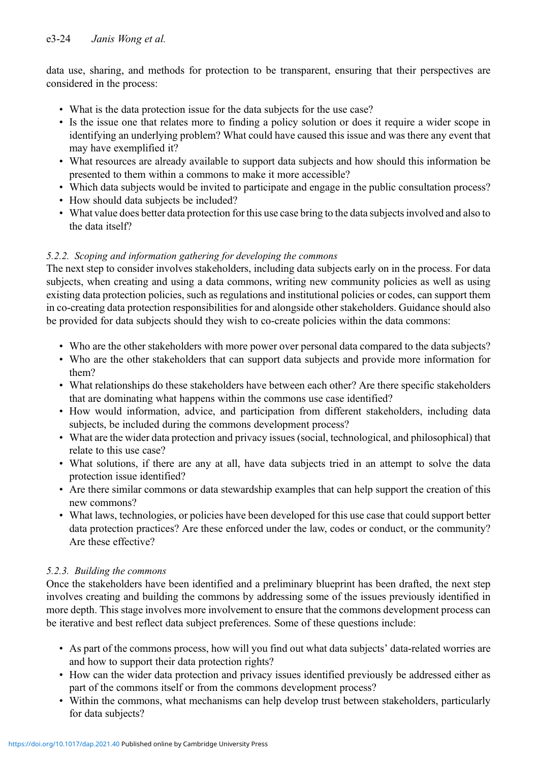data use, sharing, and methods for protection to be transparent, ensuring that their perspectives are considered in the process:

- What is the data protection issue for the data subjects for the use case?
- Is the issue one that relates more to finding a policy solution or does it require a wider scope in identifying an underlying problem? What could have caused this issue and was there any event that may have exemplified it?
- What resources are already available to support data subjects and how should this information be presented to them within a commons to make it more accessible?
- Which data subjects would be invited to participate and engage in the public consultation process?
- How should data subjects be included?
- What value does better data protection for this use case bring to the data subjects involved and also to the data itself?

### *5.2.2. Scoping and information gathering for developing the commons*

The next step to consider involves stakeholders, including data subjects early on in the process. For data subjects, when creating and using a data commons, writing new community policies as well as using existing data protection policies, such as regulations and institutional policies or codes, can support them in co-creating data protection responsibilities for and alongside other stakeholders. Guidance should also be provided for data subjects should they wish to co-create policies within the data commons:

- Who are the other stakeholders with more power over personal data compared to the data subjects?
- Who are the other stakeholders that can support data subjects and provide more information for them?
- What relationships do these stakeholders have between each other? Are there specific stakeholders that are dominating what happens within the commons use case identified?
- How would information, advice, and participation from different stakeholders, including data subjects, be included during the commons development process?
- What are the wider data protection and privacy issues (social, technological, and philosophical) that relate to this use case?
- What solutions, if there are any at all, have data subjects tried in an attempt to solve the data protection issue identified?
- Are there similar commons or data stewardship examples that can help support the creation of this new commons?
- What laws, technologies, or policies have been developed for this use case that could support better data protection practices? Are these enforced under the law, codes or conduct, or the community? Are these effective?

### *5.2.3. Building the commons*

Once the stakeholders have been identified and a preliminary blueprint has been drafted, the next step involves creating and building the commons by addressing some of the issues previously identified in more depth. This stage involves more involvement to ensure that the commons development process can be iterative and best reflect data subject preferences. Some of these questions include:

- As part of the commons process, how will you find out what data subjects' data-related worries are and how to support their data protection rights?
- How can the wider data protection and privacy issues identified previously be addressed either as part of the commons itself or from the commons development process?
- Within the commons, what mechanisms can help develop trust between stakeholders, particularly for data subjects?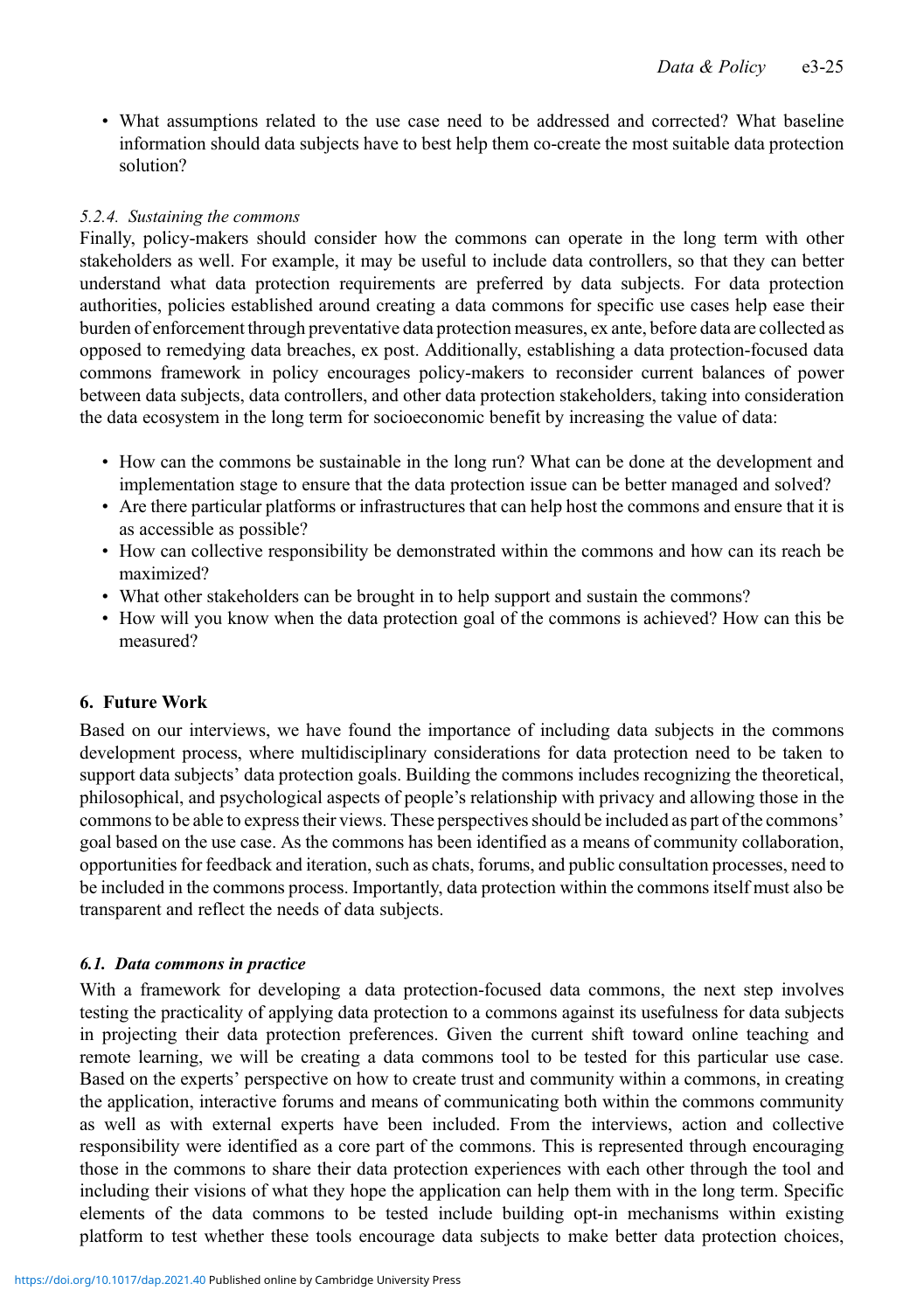- What assumptions related to the use case need to be addressed and corrected? What baseline information should data subjects have to best help them co-create the most suitable data protection solution?

#### *5.2.4. Sustaining the commons*

Finally, policy-makers should consider how the commons can operate in the long term with other stakeholders as well. For example, it may be useful to include data controllers, so that they can better understand what data protection requirements are preferred by data subjects. For data protection authorities, policies established around creating a data commons for specific use cases help ease their burden of enforcement through preventative data protection measures, ex ante, before data are collected as opposed to remedying data breaches, ex post. Additionally, establishing a data protection-focused data commons framework in policy encourages policy-makers to reconsider current balances of power between data subjects, data controllers, and other data protection stakeholders, taking into consideration the data ecosystem in the long term for socioeconomic benefit by increasing the value of data:

- How can the commons be sustainable in the long run? What can be done at the development and implementation stage to ensure that the data protection issue can be better managed and solved?
- Are there particular platforms or infrastructures that can help host the commons and ensure that it is as accessible as possible?
- How can collective responsibility be demonstrated within the commons and how can its reach be maximized?
- What other stakeholders can be brought in to help support and sustain the commons?
- How will you know when the data protection goal of the commons is achieved? How can this be measured?

## 6. Future Work

Based on our interviews, we have found the importance of including data subjects in the commons development process, where multidisciplinary considerations for data protection need to be taken to support data subjects' data protection goals. Building the commons includes recognizing the theoretical, philosophical, and psychological aspects of people's relationship with privacy and allowing those in the commons to be able to express their views. These perspectives should be included as part of the commons' goal based on the use case. As the commons has been identified as a means of community collaboration, opportunities for feedback and iteration, such as chats, forums, and public consultation processes, need to be included in the commons process. Importantly, data protection within the commons itself must also be transparent and reflect the needs of data subjects.

### *6.1. Data commons in practice*

With a framework for developing a data protection-focused data commons, the next step involves testing the practicality of applying data protection to a commons against its usefulness for data subjects in projecting their data protection preferences. Given the current shift toward online teaching and remote learning, we will be creating a data commons tool to be tested for this particular use case. Based on the experts' perspective on how to create trust and community within a commons, in creating the application, interactive forums and means of communicating both within the commons community as well as with external experts have been included. From the interviews, action and collective responsibility were identified as a core part of the commons. This is represented through encouraging those in the commons to share their data protection experiences with each other through the tool and including their visions of what they hope the application can help them with in the long term. Specific elements of the data commons to be tested include building opt-in mechanisms within existing platform to test whether these tools encourage data subjects to make better data protection choices,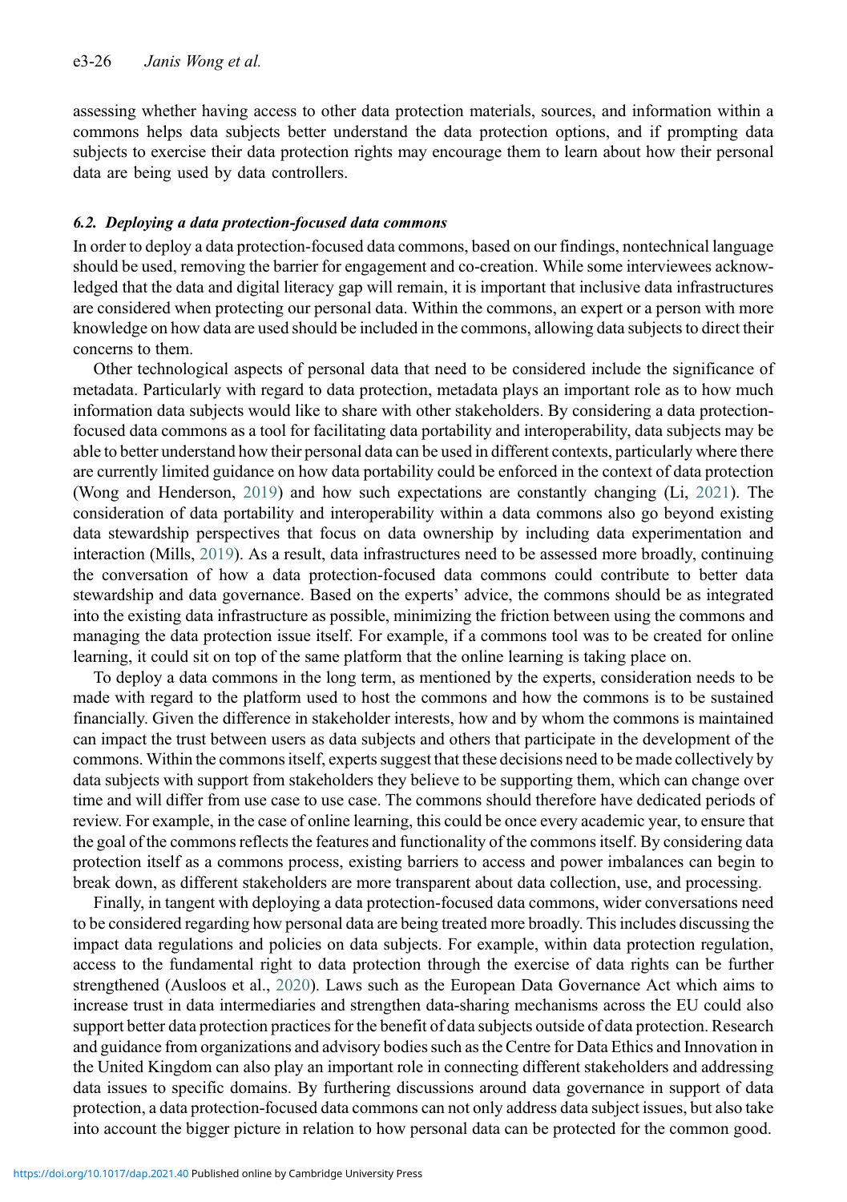assessing whether having access to other data protection materials, sources, and information within a commons helps data subjects better understand the data protection options, and if prompting data subjects to exercise their data protection rights may encourage them to learn about how their personal data are being used by data controllers.

### *6.2. Deploying a data protection-focused data commons*

In order to deploy a data protection-focused data commons, based on our findings, nontechnical language should be used, removing the barrier for engagement and co-creation. While some interviewees acknowledged that the data and digital literacy gap will remain, it is important that inclusive data infrastructures are considered when protecting our personal data. Within the commons, an expert or a person with more knowledge on how data are used should be included in the commons, allowing data subjects to direct their concerns to them.

Other technological aspects of personal data that need to be considered include the significance of metadata. Particularly with regard to data protection, metadata plays an important role as to how much information data subjects would like to share with other stakeholders. By considering a data protection-focused data commons as a tool for facilitating data portability and interoperability, data subjects may be able to better understand how their personal data can be used in different contexts, particularly where there are currently limited guidance on how data portability could be enforced in the context of data protection (Wong and Henderson, 2019) and how such expectations are constantly changing (Li, 2021). The consideration of data portability and interoperability within a data commons also go beyond existing data stewardship perspectives that focus on data ownership by including data experimentation and interaction (Mills, 2019). As a result, data infrastructures need to be assessed more broadly, continuing the conversation of how a data protection-focused data commons could contribute to better data stewardship and data governance. Based on the experts' advice, the commons should be as integrated into the existing data infrastructure as possible, minimizing the friction between using the commons and managing the data protection issue itself. For example, if a commons tool was to be created for online learning, it could sit on top of the same platform that the online learning is taking place on.

To deploy a data commons in the long term, as mentioned by the experts, consideration needs to be made with regard to the platform used to host the commons and how the commons is to be sustained financially. Given the difference in stakeholder interests, how and by whom the commons is maintained can impact the trust between users as data subjects and others that participate in the development of the commons. Within the commons itself, experts suggest that these decisions need to be made collectively by data subjects with support from stakeholders they believe to be supporting them, which can change over time and will differ from use case to use case. The commons should therefore have dedicated periods of review. For example, in the case of online learning, this could be once every academic year, to ensure that the goal of the commons reflects the features and functionality of the commons itself. By considering data protection itself as a commons process, existing barriers to access and power imbalances can begin to break down, as different stakeholders are more transparent about data collection, use, and processing.

Finally, in tangent with deploying a data protection-focused data commons, wider conversations need to be considered regarding how personal data are being treated more broadly. This includes discussing the impact data regulations and policies on data subjects. For example, within data protection regulation, access to the fundamental right to data protection through the exercise of data rights can be further strengthened (Ausloos et al., 2020). Laws such as the European Data Governance Act which aims to increase trust in data intermediaries and strengthen data-sharing mechanisms across the EU could also support better data protection practices for the benefit of data subjects outside of data protection. Research and guidance from organizations and advisory bodies such as the Centre for Data Ethics and Innovation in the United Kingdom can also play an important role in connecting different stakeholders and addressing data issues to specific domains. By furthering discussions around data governance in support of data protection, a data protection-focused data commons can not only address data subject issues, but also take into account the bigger picture in relation to how personal data can be protected for the common good.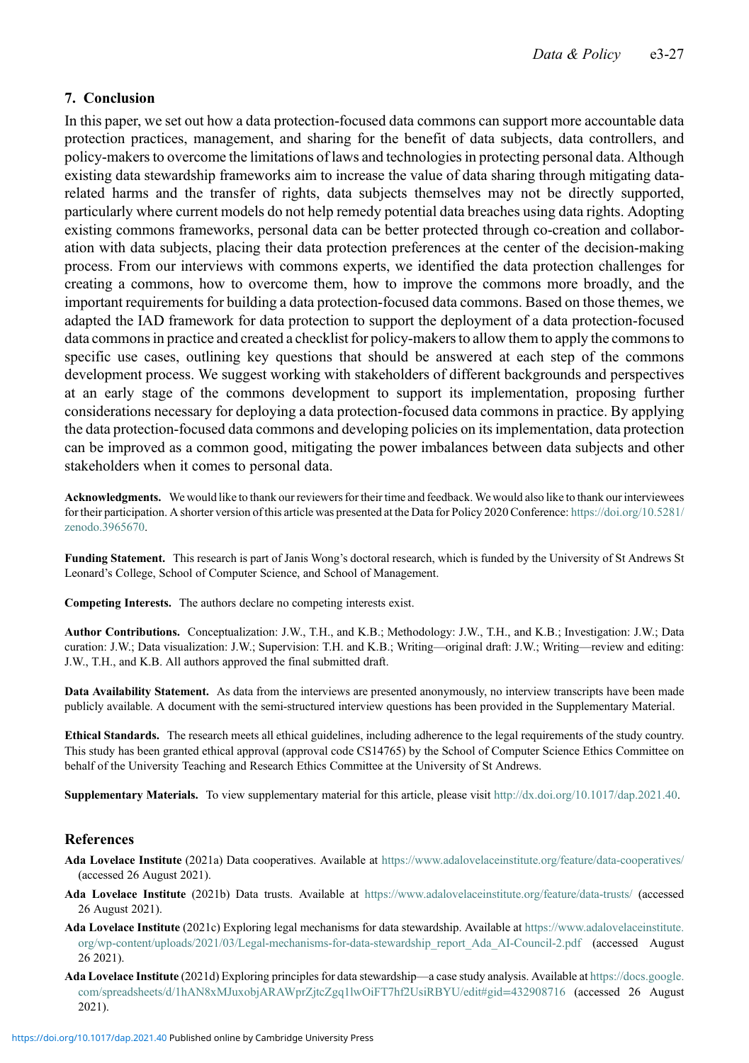## 7. Conclusion

In this paper, we set out how a data protection-focused data commons can support more accountable data protection practices, management, and sharing for the benefit of data subjects, data controllers, and policy-makers to overcome the limitations of laws and technologies in protecting personal data. Although existing data stewardship frameworks aim to increase the value of data sharing through mitigating data-related harms and the transfer of rights, data subjects themselves may not be directly supported, particularly where current models do not help remedy potential data breaches using data rights. Adopting existing commons frameworks, personal data can be better protected through co-creation and collaboration with data subjects, placing their data protection preferences at the center of the decision-making process. From our interviews with commons experts, we identified the data protection challenges for creating a commons, how to overcome them, how to improve the commons more broadly, and the important requirements for building a data protection-focused data commons. Based on those themes, we adapted the IAD framework for data protection to support the deployment of a data protection-focused data commons in practice and created a checklist for policy-makers to allow them to apply the commons to specific use cases, outlining key questions that should be answered at each step of the commons development process. We suggest working with stakeholders of different backgrounds and perspectives at an early stage of the commons development to support its implementation, proposing further considerations necessary for deploying a data protection-focused data commons in practice. By applying the data protection-focused data commons and developing policies on its implementation, data protection can be improved as a common good, mitigating the power imbalances between data subjects and other stakeholders when it comes to personal data.

**Acknowledgments.** We would like to thank our reviewers for their time and feedback. We would also like to thank our interviewees for their participation. A shorter version of this article was presented at the Data for Policy 2020 Conference: https://doi.org/10.5281/zenodo.3965670.

**Funding Statement.** This research is part of Janis Wong's doctoral research, which is funded by the University of St Andrews St Leonard's College, School of Computer Science, and School of Management.

**Competing Interests.** The authors declare no competing interests exist.

**Author Contributions.** Conceptualization: J.W., T.H., and K.B.; Methodology: J.W., T.H., and K.B.; Investigation: J.W.; Data curation: J.W.; Data visualization: J.W.; Supervision: T.H. and K.B.; Writing—original draft: J.W.; Writing—review and editing: J.W., T.H., and K.B. All authors approved the final submitted draft.

**Data Availability Statement.** As data from the interviews are presented anonymously, no interview transcripts have been made publicly available. A document with the semi-structured interview questions has been provided in the Supplementary Material.

**Ethical Standards.** The research meets all ethical guidelines, including adherence to the legal requirements of the study country. This study has been granted ethical approval (approval code CS14765) by the School of Computer Science Ethics Committee on behalf of the University Teaching and Research Ethics Committee at the University of St Andrews.

**Supplementary Materials.** To view supplementary material for this article, please visit http://dx.doi.org/10.1017/dap.2021.40.

## References

**Ada Lovelace Institute** (2021a) Data cooperatives. Available at https://www.adalovelaceinstitute.org/feature/data-cooperatives/ (accessed 26 August 2021).

**Ada Lovelace Institute** (2021b) Data trusts. Available at https://www.adalovelaceinstitute.org/feature/data-trusts/ (accessed 26 August 2021).

**Ada Lovelace Institute** (2021c) Exploring legal mechanisms for data stewardship. Available at https://www.adalovelaceinstitute.org/wp-content/uploads/2021/03/Legal-mechanisms-for-data-stewardship_report_Ada_AI-Council-2.pdf (accessed August 26 2021).

**Ada Lovelace Institute** (2021d) Exploring principles for data stewardship—a case study analysis. Available at https://docs.google.com/spreadsheets/d/1hAN8xMJuxobjARAWprZjtcZgq1lwOiFT7hf2UsiRBYU/edit#gid=432908716 (accessed 26 August 2021).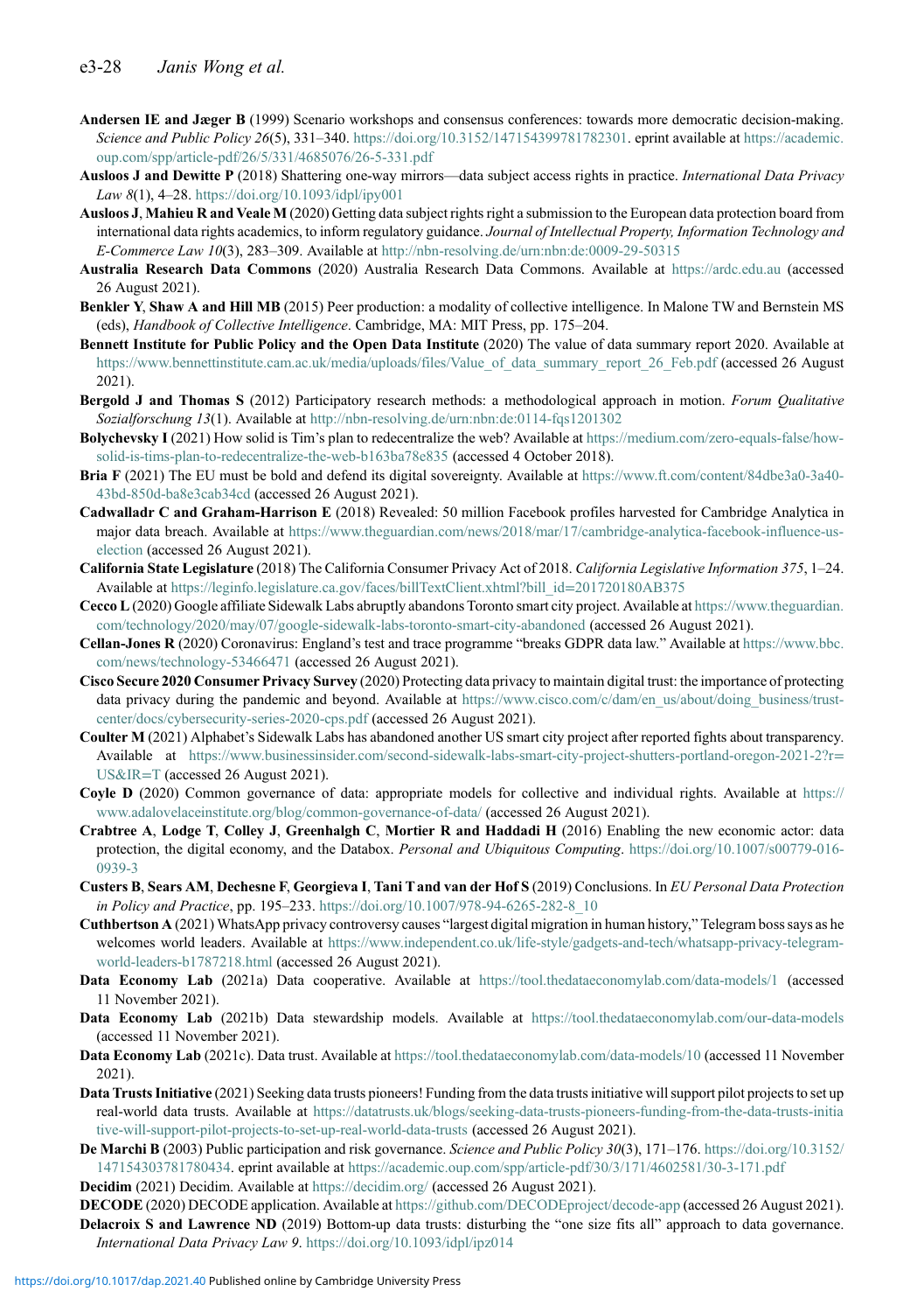**Andersen IE and Jæger B** (1999) Scenario workshops and consensus conferences: towards more democratic decision-making. *Science and Public Policy 26*(5), 331–340. https://doi.org/10.3152/147154399781782301. eprint available at https://academic.oup.com/spp/article-pdf/26/5/331/4685076/26-5-331.pdf

**Ausloos J and Dewitte P** (2018) Shattering one-way mirrors—data subject access rights in practice. *International Data Privacy Law 8*(1), 4–28. https://doi.org/10.1093/idpl/ipy001

**Ausloos J**, **Mahieu R and Veale M** (2020) Getting data subject rights right a submission to the European data protection board from international data rights academics, to inform regulatory guidance. *Journal of Intellectual Property, Information Technology and E-Commerce Law 10*(3), 283–309. Available at http://nbn-resolving.de/urn:nbn:de:0009-29-50315

**Australia Research Data Commons** (2020) Australia Research Data Commons. Available at https://ardc.edu.au (accessed 26 August 2021).

**Benkler Y**, **Shaw A and Hill MB** (2015) Peer production: a modality of collective intelligence. In Malone TW and Bernstein MS (eds), *Handbook of Collective Intelligence*. Cambridge, MA: MIT Press, pp. 175–204.

**Bennett Institute for Public Policy and the Open Data Institute** (2020) The value of data summary report 2020. Available at https://www.bennettinstitute.cam.ac.uk/media/uploads/files/Value_of_data_summary_report_26_Feb.pdf (accessed 26 August 2021).

**Bergold J and Thomas S** (2012) Participatory research methods: a methodological approach in motion. *Forum Qualitative Sozialforschung 13*(1). Available at http://nbn-resolving.de/urn:nbn:de:0114-fqs1201302

**Bolychevsky I** (2021) How solid is Tim's plan to redecentralize the web? Available at https://medium.com/zero-equals-false/how-solid-is-tims-plan-to-redecentralize-the-web-b163ba78e835 (accessed 4 October 2018).

**Bria F** (2021) The EU must be bold and defend its digital sovereignty. Available at https://www.ft.com/content/84dbe3a0-3a40-43dd-850d-ba8e3cab34cd (accessed 26 August 2021).

**Cadwalladr C and Graham-Harrison E** (2018) Revealed: 50 million Facebook profiles harvested for Cambridge Analytica in major data breach. Available at https://www.theguardian.com/news/2018/mar/17/cambridge-analytica-facebook-influence-us-election (accessed 26 August 2021).

**California State Legislature** (2018) The California Consumer Privacy Act of 2018. *California Legislative Information 375*, 1–24. Available at https://leginfo.legislature.ca.gov/faces/billTextClient.xhtml?bill_id=201720180AB375

**Cecco L** (2020) Google affiliate Sidewalk Labs abruptly abandons Toronto smart city project. Available at https://www.theguardian.com/technology/2020/may/07/google-sidewalk-labs-toronto-smart-city-abandoned (accessed 26 August 2021).

**Cellan-Jones R** (2020) Coronavirus: England's test and trace programme "breaks GDPR data law." Available at https://www.bbc.com/news/technology-53466471 (accessed 26 August 2021).

**Cisco Secure 2020 Consumer Privacy Survey** (2020) Protecting data privacy to maintain digital trust: the importance of protecting data privacy during the pandemic and beyond. Available at https://www.cisco.com/c/dam/en_us/about/doing_business/trust-center/docs/cybersecurity-series-2020-cps.pdf (accessed 26 August 2021).

**Coulter M** (2021) Alphabet's Sidewalk Labs has abandoned another US smart city project after reported fights about transparency. Available at https://www.businessinsider.com/second-sidewalk-labs-smart-city-project-shutters-portland-oregon-2021-2?r=US&IR=T (accessed 26 August 2021).

**Coyle D** (2020) Common governance of data: appropriate models for collective and individual rights. Available at https://www.adalovelaceinstitute.org/blog/common-governance-of-data/ (accessed 26 August 2021).

**Crabtree A**, **Lodge T**, **Colley J**, **Greenhalgh C**, **Mortier R and Haddadi H** (2016) Enabling the new economic actor: data protection, the digital economy, and the Databox. *Personal and Ubiquitous Computing*. https://doi.org/10.1007/s00779-016-0939-3

**Custers B**, **Sears AM**, **Dechesne F**, **Georgieva I**, **Tani T and van der Hof S** (2019) Conclusions. In *EU Personal Data Protection in Policy and Practice*, pp. 195–233. https://doi.org/10.1007/978-94-6265-282-8_10

**Cuthbertson A** (2021) WhatsApp privacy controversy causes "largest digital migration in human history," Telegram boss says as he welcomes world leaders. Available at https://www.independent.co.uk/life-style/gadgets-and-tech/whatsapp-privacy-telegram-world-leaders-b1787218.html (accessed 26 August 2021).

**Data Economy Lab** (2021a) Data cooperative. Available at https://tool.thedataeconomylab.com/data-models/1 (accessed 11 November 2021).

**Data Economy Lab** (2021b) Data stewardship models. Available at https://tool.thedataeconomylab.com/our-data-models (accessed 11 November 2021).

**Data Economy Lab** (2021c). Data trust. Available at https://tool.thedataeconomylab.com/data-models/10 (accessed 11 November 2021).

**Data Trusts Initiative** (2021) Seeking data trusts pioneers! Funding from the data trusts initiative will support pilot projects to set up real-world data trusts. Available at https://datatrusts.uk/blogs/seeking-data-trusts-pioneers-funding-from-the-data-trusts-initiative-will-support-pilot-projects-to-set-up-real-world-data-trusts (accessed 26 August 2021).

**De Marchi B** (2003) Public participation and risk governance. *Science and Public Policy 30*(3), 171–176. https://doi.org/10.3152/147154303781780434. eprint available at https://academic.oup.com/spp/article-pdf/30/3/171/4602581/30-3-171.pdf

**Decidim** (2021) Decidim. Available at https://decidim.org/ (accessed 26 August 2021).

**DECODE** (2020) DECODE application. Available at https://github.com/DECODEproject/decode-app (accessed 26 August 2021).

**Delacroix S and Lawrence ND** (2019) Bottom-up data trusts: disturbing the "one size fits all" approach to data governance. *International Data Privacy Law 9*. https://doi.org/10.1093/idpl/ipz014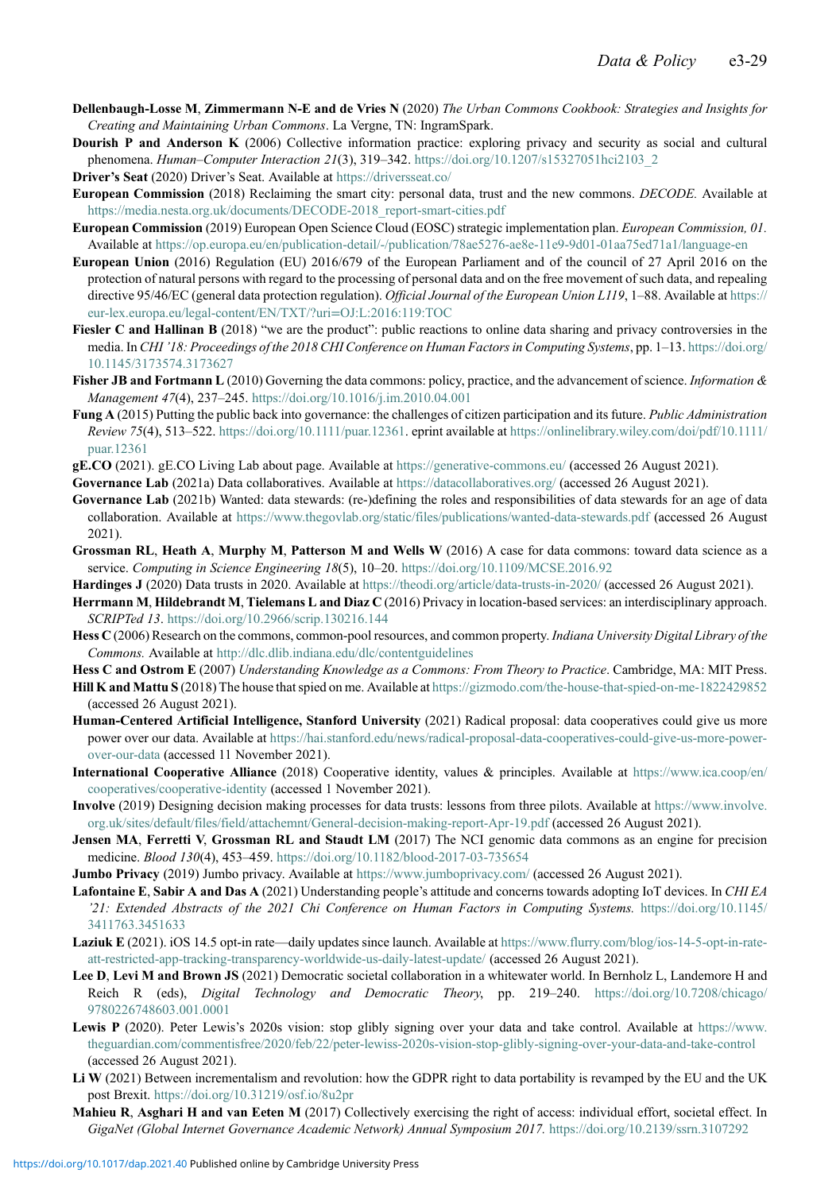**Dellenbaugh-Losse M**, **Zimmermann N-E and de Vries N** (2020) *The Urban Commons Cookbook: Strategies and Insights for Creating and Maintaining Urban Commons*. La Vergne, TN: IngramSpark.

**Dourish P and Anderson K** (2006) Collective information practice: exploring privacy and security as social and cultural phenomena. *Human–Computer Interaction 21*(3), 319–342. https://doi.org/10.1207/s15327051hci2103_2

**Driver's Seat** (2020) Driver's Seat. Available at https://driversseat.co/

**European Commission** (2018) Reclaiming the smart city: personal data, trust and the new commons. *DECODE.* Available at https://media.nesta.org.uk/documents/DECODE-2018_report-smart-cities.pdf

**European Commission** (2019) European Open Science Cloud (EOSC) strategic implementation plan. *European Commission, 01.* Available at https://op.europa.eu/en/publication-detail/-/publication/78ae5276-ae8e-11e9-9d01-01aa75ed71a1/language-en

**European Union** (2016) Regulation (EU) 2016/679 of the European Parliament and of the council of 27 April 2016 on the protection of natural persons with regard to the processing of personal data and on the free movement of such data, and repealing directive 95/46/EC (general data protection regulation). *Official Journal of the European Union L119*, 1–88. Available at https://eur-lex.europa.eu/legal-content/EN/TXT/?uri=OJ:L:2016:119:TOC

**Fiesler C and Hallinan B** (2018) "we are the product": public reactions to online data sharing and privacy controversies in the media. In *CHI '18: Proceedings of the 2018 CHI Conference on Human Factors in Computing Systems*, pp. 1–13. https://doi.org/10.1145/3173574.3173627

**Fisher JB and Fortmann L** (2010) Governing the data commons: policy, practice, and the advancement of science. *Information & Management 47*(4), 237–245. https://doi.org/10.1016/j.im.2010.04.001

**Fung A** (2015) Putting the public back into governance: the challenges of citizen participation and its future. *Public Administration Review 75*(4), 513–522. https://doi.org/10.1111/puar.12361. eprint available at https://onlinelibrary.wiley.com/doi/pdf/10.1111/puar.12361

**gE.CO** (2021). gE.CO Living Lab about page. Available at https://generative-commons.eu/ (accessed 26 August 2021).

**Governance Lab** (2021a) Data collaboratives. Available at https://datacollaboratives.org/ (accessed 26 August 2021).

**Governance Lab** (2021b) Wanted: data stewards: (re-)defining the roles and responsibilities of data stewards for an age of data collaboration. Available at https://www.thegovlab.org/static/files/publications/wanted-data-stewards.pdf (accessed 26 August 2021).

**Grossman RL**, **Heath A**, **Murphy M**, **Patterson M and Wells W** (2016) A case for data commons: toward data science as a service. *Computing in Science Engineering 18*(5), 10–20. https://doi.org/10.1109/MCSE.2016.92

**Hardinges J** (2020) Data trusts in 2020. Available at https://theodi.org/article/data-trusts-in-2020/ (accessed 26 August 2021).

**Herrmann M**, **Hildebrandt M**, **Tielemans L and Diaz C** (2016) Privacy in location-based services: an interdisciplinary approach. *SCRIPTed 13*. https://doi.org/10.2966/scrip.130216.144

**Hess C** (2006) Research on the commons, common-pool resources, and common property. *Indiana University Digital Library of the Commons.* Available at http://dlc.dlib.indiana.edu/dlc/contentguidelines

**Hess C and Ostrom E** (2007) *Understanding Knowledge as a Commons: From Theory to Practice*. Cambridge, MA: MIT Press.

**Hill K and Mattu S** (2018) The house that spied on me. Available at https://gizmodo.com/the-house-that-spied-on-me-1822429852 (accessed 26 August 2021).

**Human-Centered Artificial Intelligence, Stanford University** (2021) Radical proposal: data cooperatives could give us more power over our data. Available at https://hai.stanford.edu/news/radical-proposal-data-cooperatives-could-give-us-more-power-over-our-data (accessed 11 November 2021).

**International Cooperative Alliance** (2018) Cooperative identity, values & principles. Available at https://www.ica.coop/en/cooperatives/cooperative-identity (accessed 1 November 2021).

**Involve** (2019) Designing decision making processes for data trusts: lessons from three pilots. Available at https://www.involve.org.uk/sites/default/files/field/attachemnt/General-decision-making-report-Apr-19.pdf (accessed 26 August 2021).

**Jensen MA**, **Ferretti V**, **Grossman RL and Staudt LM** (2017) The NCI genomic data commons as an engine for precision medicine. *Blood 130*(4), 453–459. https://doi.org/10.1182/blood-2017-03-735654

**Jumbo Privacy** (2019) Jumbo privacy. Available at https://www.jumboprivacy.com/ (accessed 26 August 2021).

**Lafontaine E**, **Sabir A and Das A** (2021) Understanding people's attitude and concerns towards adopting IoT devices. In *CHI EA '21: Extended Abstracts of the 2021 Chi Conference on Human Factors in Computing Systems.* https://doi.org/10.1145/3411763.3451633

**Laziuk E** (2021). iOS 14.5 opt-in rate—daily updates since launch. Available at https://www.flurry.com/blog/ios-14-5-opt-in-rate-att-restricted-app-tracking-transparency-worldwide-us-daily-latest-update/ (accessed 26 August 2021).

**Lee D**, **Levi M and Brown JS** (2021) Democratic societal collaboration in a whitewater world. In Bernholz L, Landemore H and Reich R (eds), *Digital Technology and Democratic Theory*, pp. 219–240. https://doi.org/10.7208/chicago/9780226748603.001.0001

**Lewis P** (2020). Peter Lewis's 2020s vision: stop glibly signing over your data and take control. Available at https://www.theguardian.com/commentisfree/2020/feb/22/peter-lewiss-2020s-vision-stop-glibly-signing-over-your-data-and-take-control (accessed 26 August 2021).

**Li W** (2021) Between incrementalism and revolution: how the GDPR right to data portability is revamped by the EU and the UK post Brexit. https://doi.org/10.31219/osf.io/8u2pr

**Mahieu R**, **Asghari H and van Eeten M** (2017) Collectively exercising the right of access: individual effort, societal effect. In *GigaNet (Global Internet Governance Academic Network) Annual Symposium 2017.* https://doi.org/10.2139/ssrn.3107292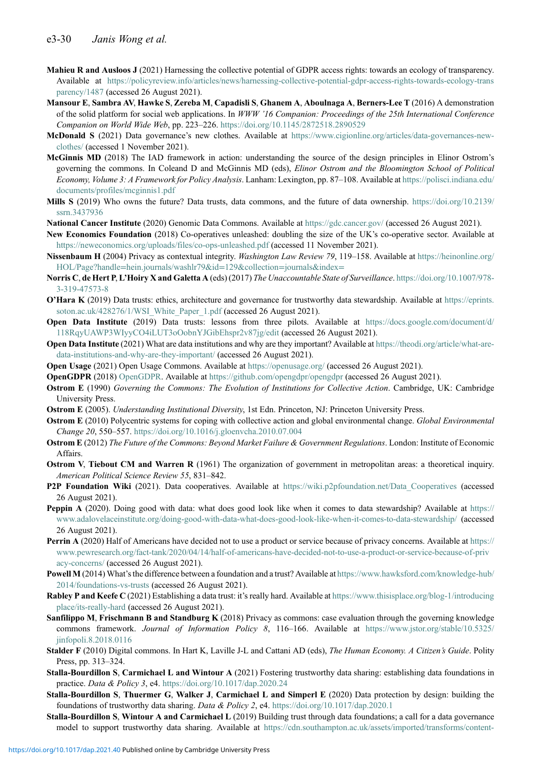**Mahieu R and Ausloos J** (2021) Harnessing the collective potential of GDPR access rights: towards an ecology of transparency. Available at https://policyreview.info/articles/news/harnessing-collective-potential-gdpr-access-rights-towards-ecology-transparency/1487 (accessed 26 August 2021).

**Mansour E**, **Sambra AV**, **Hawke S**, **Zereba M**, **Capadisli S**, **Ghanem A**, **Aboulnaga A**, **Berners-Lee T** (2016) A demonstration of the solid platform for social web applications. In *WWW '16 Companion: Proceedings of the 25th International Conference Companion on World Wide Web*, pp. 223–226. https://doi.org/10.1145/2872518.2890529

**McDonald S** (2021) Data governance's new clothes. Available at https://www.cigionline.org/articles/data-governances-new-clothes/ (accessed 1 November 2021).

**McGinnis MD** (2018) The IAD framework in action: understanding the source of the design principles in Elinor Ostrom's governing the commons. In Coleand D and McGinnis MD (eds), *Elinor Ostrom and the Bloomington School of Political Economy, Volume 3: A Framework for Policy Analysis*. Lanham: Lexington, pp. 87–108. Available at https://polisci.indiana.edu/documents/profiles/mcginnis1.pdf

**Mills S** (2019) Who owns the future? Data trusts, data commons, and the future of data ownership. https://doi.org/10.2139/ssrn.3437936

**National Cancer Institute** (2020) Genomic Data Commons. Available at https://gdc.cancer.gov/ (accessed 26 August 2021).

**New Economics Foundation** (2018) Co-operatives unleashed: doubling the size of the UK's co-operative sector. Available at https://neweconomics.org/uploads/files/co-ops-unleashed.pdf (accessed 11 November 2021).

**Nissenbaum H** (2004) Privacy as contextual integrity. *Washington Law Review 79*, 119–158. Available at https://heinonline.org/HOL/Page?handle=hein.journals/washlr79&id=129&collection=journals&index=

**Norris C**, **de Hert P**, **L'Hoiry X and Galetta A** (eds) (2017) *The Unaccountable State of Surveillance*. https://doi.org/10.1007/978-3-319-47573-8

**O'Hara K** (2019) Data trusts: ethics, architecture and governance for trustworthy data stewardship. Available at https://eprints.soton.ac.uk/428276/1/WSI_White_Paper_1.pdf (accessed 26 August 2021).

**Open Data Institute** (2019) Data trusts: lessons from three pilots. Available at https://docs.google.com/document/d/118RqyUAWP3WIyyCO4iLUT3oOobnYJGibEhspr2v87jg/edit (accessed 26 August 2021).

**Open Data Institute** (2021) What are data institutions and why are they important? Available at https://theodi.org/article/what-are-data-institutions-and-why-are-they-important/ (accessed 26 August 2021).

**Open Usage** (2021) Open Usage Commons. Available at https://openusage.org/ (accessed 26 August 2021).

**OpenGDPR** (2018) OpenGDPR. Available at https://github.com/opengdpr/opengdpr (accessed 26 August 2021).

**Ostrom E** (1990) *Governing the Commons: The Evolution of Institutions for Collective Action*. Cambridge, UK: Cambridge University Press.

**Ostrom E** (2005). *Understanding Institutional Diversity*, 1st Edn. Princeton, NJ: Princeton University Press.

**Ostrom E** (2010) Polycentric systems for coping with collective action and global environmental change. *Global Environmental Change 20*, 550–557. https://doi.org/10.1016/j.gloenvcha.2010.07.004

**Ostrom E** (2012) *The Future of the Commons: Beyond Market Failure & Government Regulations*. London: Institute of Economic Affairs.

**Ostrom V**, **Tiebout CM and Warren R** (1961) The organization of government in metropolitan areas: a theoretical inquiry. *American Political Science Review 55*, 831–842.

**P2P Foundation Wiki** (2021). Data cooperatives. Available at https://wiki.p2pfoundation.net/Data_Cooperatives (accessed 26 August 2021).

**Peppin A** (2020). Doing good with data: what does good look like when it comes to data stewardship? Available at https://www.adalovelaceinstitute.org/doing-good-with-data-what-does-good-look-like-when-it-comes-to-data-stewardship/ (accessed 26 August 2021).

**Perrin A** (2020) Half of Americans have decided not to use a product or service because of privacy concerns. Available at https://www.pewresearch.org/fact-tank/2020/04/14/half-of-americans-have-decided-not-to-use-a-product-or-service-because-of-privacy-concerns/ (accessed 26 August 2021).

**Powell M** (2014) What's the difference between a foundation and a trust? Available at https://www.hawksford.com/knowledge-hub/2014/foundations-vs-trusts (accessed 26 August 2021).

**Rabley P and Keefe C** (2021) Establishing a data trust: it's really hard. Available at https://www.thisisplace.org/blog-1/introducingplace/its-really-hard (accessed 26 August 2021).

**Sanfilippo M**, **Frischmann B and Standburg K** (2018) Privacy as commons: case evaluation through the governing knowledge commons framework. *Journal of Information Policy 8*, 116–166. Available at https://www.jstor.org/stable/10.5325/jinfopoli.8.2018.0116

**Stalder F** (2010) Digital commons. In Hart K, Laville J-L and Cattani AD (eds), *The Human Economy. A Citizen's Guide*. Polity Press, pp. 313–324.

**Stalla-Bourdillon S**, **Carmichael L and Wintour A** (2021) Fostering trustworthy data sharing: establishing data foundations in practice. *Data & Policy 3*, e4. https://doi.org/10.1017/dap.2020.24

**Stalla-Bourdillon S**, **Thuermer G**, **Walker J**, **Carmichael L and Simperl E** (2020) Data protection by design: building the foundations of trustworthy data sharing. *Data & Policy 2*, e4. https://doi.org/10.1017/dap.2020.1

**Stalla-Bourdillon S**, **Wintour A and Carmichael L** (2019) Building trust through data foundations; a call for a data governance model to support trustworthy data sharing. Available at https://cdn.southampton.ac.uk/assets/imported/transforms/content-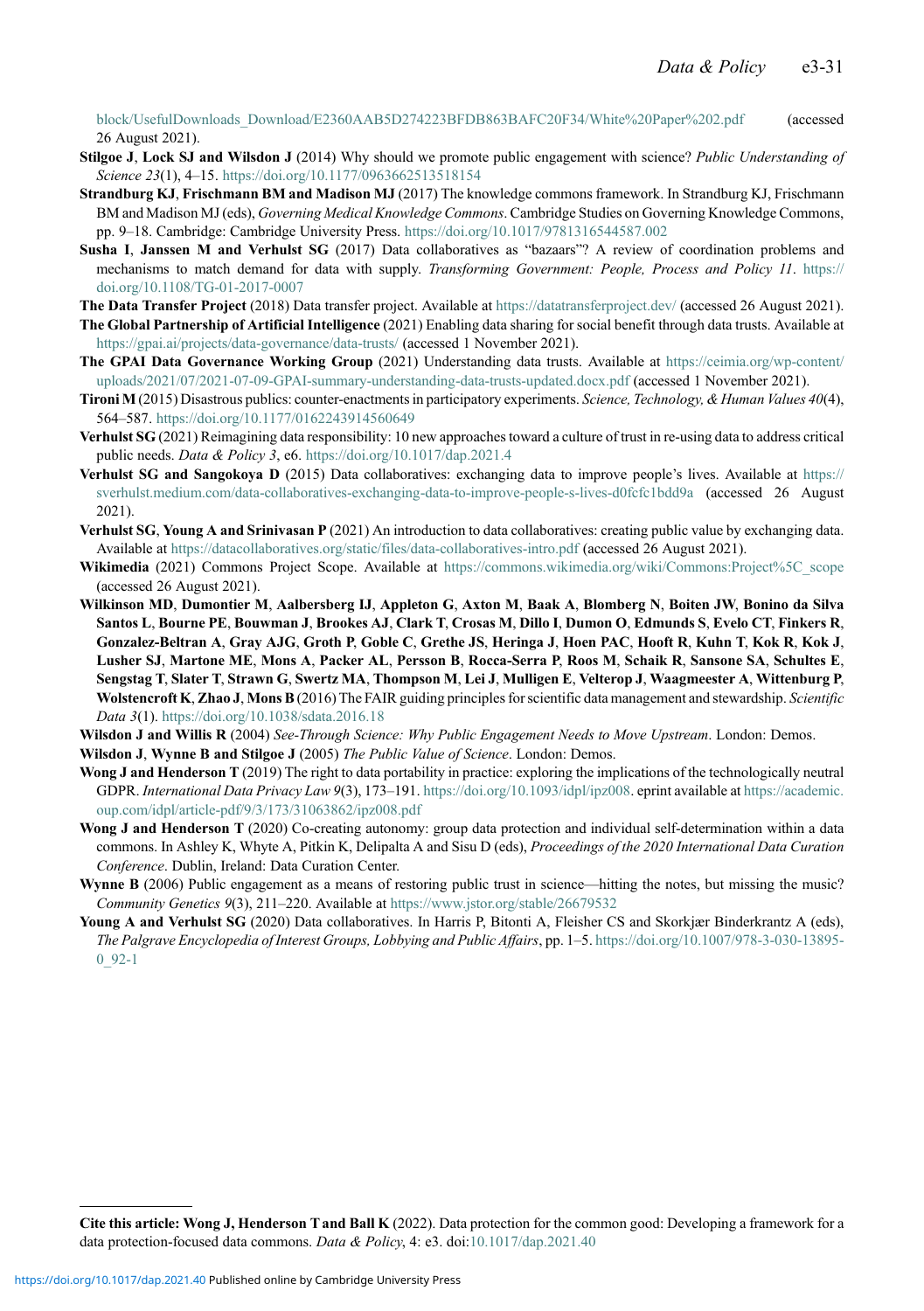block/UsefulDownloads_Download/E2360AAB5D274223BFDB863BAFC20F34/White%20Paper%202.pdf (accessed 26 August 2021).

**Stilgoe J**, **Lock SJ and Wilsdon J** (2014) Why should we promote public engagement with science? *Public Understanding of Science 23*(1), 4–15. https://doi.org/10.1177/0963662513518154

**Strandburg KJ**, **Frischmann BM and Madison MJ** (2017) The knowledge commons framework. In Strandburg KJ, Frischmann BM and Madison MJ (eds), *Governing Medical Knowledge Commons*. Cambridge Studies on Governing Knowledge Commons, pp. 9–18. Cambridge: Cambridge University Press. https://doi.org/10.1017/9781316544587.002

**Susha I**, **Janssen M and Verhulst SG** (2017) Data collaboratives as "bazaars"? A review of coordination problems and mechanisms to match demand for data with supply. *Transforming Government: People, Process and Policy 11*. https://doi.org/10.1108/TG-01-2017-0007

**The Data Transfer Project** (2018) Data transfer project. Available at https://datatransferproject.dev/ (accessed 26 August 2021).

**The Global Partnership of Artificial Intelligence** (2021) Enabling data sharing for social benefit through data trusts. Available at https://gpai.ai/projects/data-governance/data-trusts/ (accessed 1 November 2021).

**The GPAI Data Governance Working Group** (2021) Understanding data trusts. Available at https://ceimia.org/wp-content/uploads/2021/07/2021-07-09-GPAI-summary-understanding-data-trusts-updated.docx.pdf (accessed 1 November 2021).

**Tironi M** (2015) Disastrous publics: counter-enactments in participatory experiments. *Science, Technology, & Human Values 40*(4), 564–587. https://doi.org/10.1177/0162243914560649

**Verhulst SG** (2021) Reimagining data responsibility: 10 new approaches toward a culture of trust in re-using data to address critical public needs. *Data & Policy 3*, e6. https://doi.org/10.1017/dap.2021.4

**Verhulst SG and Sangokoya D** (2015) Data collaboratives: exchanging data to improve people's lives. Available at https://sverhulst.medium.com/data-collaboratives-exchanging-data-to-improve-people-s-lives-d0fcfc1bdd9a (accessed 26 August 2021).

**Verhulst SG**, **Young A and Srinivasan P** (2021) An introduction to data collaboratives: creating public value by exchanging data. Available at https://datacollaboratives.org/static/files/data-collaboratives-intro.pdf (accessed 26 August 2021).

**Wikimedia** (2021) Commons Project Scope. Available at https://commons.wikimedia.org/wiki/Commons:Project%5C_scope (accessed 26 August 2021).

**Wilkinson MD**, **Dumontier M**, **Aalbersberg IJ**, **Appleton G**, **Axton M**, **Baak A**, **Blomberg N**, **Boiten JW**, **Bonino da Silva Santos L**, **Bourne PE**, **Bouwman J**, **Brookes AJ**, **Clark T**, **Crosas M**, **Dillo I**, **Dumon O**, **Edmunds S**, **Evelo CT**, **Finkers R**, **Gonzalez-Beltran A**, **Gray AJG**, **Groth P**, **Goble C**, **Grethe JS**, **Heringa J**, **Hoen PAC**, **Hooft R**, **Kuhn T**, **Kok R**, **Kok J**, **Lusher SJ**, **Martone ME**, **Mons A**, **Packer AL**, **Persson B**, **Rocca-Serra P**, **Roos M**, **Schaik R**, **Sansone SA**, **Schultes E**, **Sengstag T**, **Slater T**, **Strawn G**, **Swertz MA**, **Thompson M**, **Lei J**, **Mulligen E**, **Velterop J**, **Waagmeester A**, **Wittenburg P**, **Wolstencroft K**, **Zhao J**, **Mons B** (2016) The FAIR guiding principles for scientific data management and stewardship. *Scientific Data 3*(1). https://doi.org/10.1038/sdata.2016.18

**Wilsdon J and Willis R** (2004) *See-Through Science: Why Public Engagement Needs to Move Upstream*. London: Demos.

**Wilsdon J**, **Wynne B and Stilgoe J** (2005) *The Public Value of Science*. London: Demos.

**Wong J and Henderson T** (2019) The right to data portability in practice: exploring the implications of the technologically neutral GDPR. *International Data Privacy Law 9*(3), 173–191. https://doi.org/10.1093/idpl/ipz008. eprint available at https://academic.oup.com/idpl/article-pdf/9/3/173/31063862/ipz008.pdf

**Wong J and Henderson T** (2020) Co-creating autonomy: group data protection and individual self-determination within a data commons. In Ashley K, Whyte A, Pitkin K, Delipalta A and Sisu D (eds), *Proceedings of the 2020 International Data Curation Conference*. Dublin, Ireland: Data Curation Center.

**Wynne B** (2006) Public engagement as a means of restoring public trust in science—hitting the notes, but missing the music? *Community Genetics 9*(3), 211–220. Available at https://www.jstor.org/stable/26679532

**Young A and Verhulst SG** (2020) Data collaboratives. In Harris P, Bitonti A, Fleisher CS and Skorkjær Binderkrantz A (eds), *The Palgrave Encyclopedia of Interest Groups, Lobbying and Public Affairs*, pp. 1–5. https://doi.org/10.1007/978-3-030-13895-0_92-1

---

**Cite this article: Wong J, Henderson T and Ball K** (2022). Data protection for the common good: Developing a framework for a data protection-focused data commons. *Data & Policy*, 4: e3. doi:10.1017/dap.2021.40